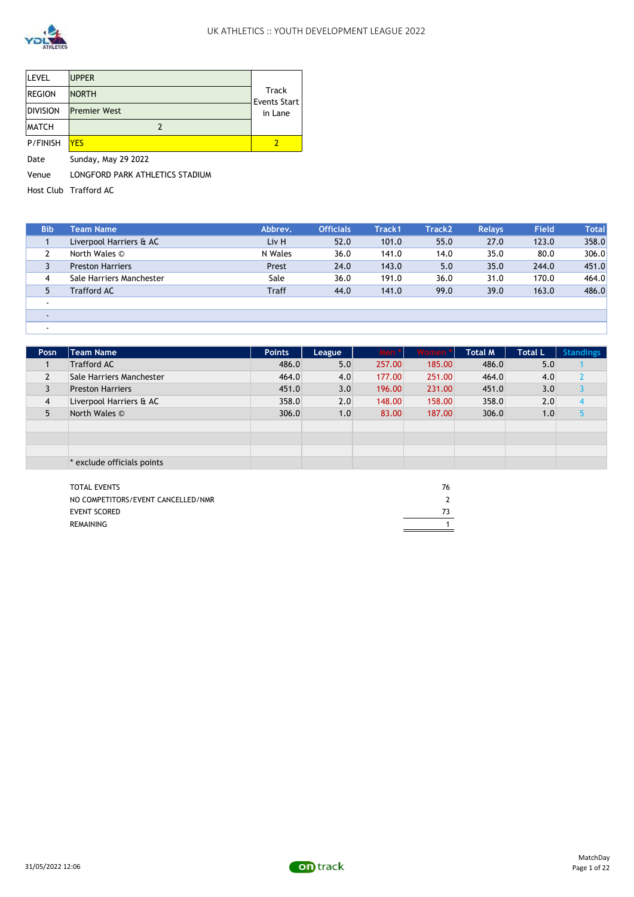UK ATHLETICS :: YOUTH DEVELOPMENT LEAGUE 2022

| | | |
|---|---|---|
| LEVEL | UPPER | Track Events Start in Lane |
| REGION | NORTH | |
| DIVISION | Premier West | |
| MATCH | 2 | |
| P/FINISH | YES | 2 |

Date Sunday, May 29 2022

Venue LONGFORD PARK ATHLETICS STADIUM

Host Club Trafford AC

| Bib | Team Name | Abbrev. | Officials | Track1 | Track2 | Relays | Field | Total |
|---|---|---|---|---|---|---|---|---|
| 1 | Liverpool Harriers & AC | Liv H | 52.0 | 101.0 | 55.0 | 27.0 | 123.0 | 358.0 |
| 2 | North Wales © | N Wales | 36.0 | 141.0 | 14.0 | 35.0 | 80.0 | 306.0 |
| 3 | Preston Harriers | Prest | 24.0 | 143.0 | 5.0 | 35.0 | 244.0 | 451.0 |
| 4 | Sale Harriers Manchester | Sale | 36.0 | 191.0 | 36.0 | 31.0 | 170.0 | 464.0 |
| 5 | Trafford AC | Traff | 44.0 | 141.0 | 99.0 | 39.0 | 163.0 | 486.0 |
| - | | | | | | | | |
| - | | | | | | | | |
| - | | | | | | | | |

| Posn | Team Name | Points | League | Men * | Women * | Total M | Total L | Standings |
|---|---|---|---|---|---|---|---|---|
| 1 | Trafford AC | 486.0 | 5.0 | 257.00 | 185.00 | 486.0 | 5.0 | 1 |
| 2 | Sale Harriers Manchester | 464.0 | 4.0 | 177.00 | 251.00 | 464.0 | 4.0 | 2 |
| 3 | Preston Harriers | 451.0 | 3.0 | 196.00 | 231.00 | 451.0 | 3.0 | 3 |
| 4 | Liverpool Harriers & AC | 358.0 | 2.0 | 148.00 | 158.00 | 358.0 | 2.0 | 4 |
| 5 | North Wales © | 306.0 | 1.0 | 83.00 | 187.00 | 306.0 | 1.0 | 5 |
| | | | | | | | | |
| | | | | | | | | |
| | | | | | | | | |
| | * exclude officials points | | | | | | | |

| | |
|---|---|
| TOTAL EVENTS | 76 |
| NO COMPETITORS/EVENT CANCELLED/NMR | 2 |
| EVENT SCORED | 73 |
| REMAINING | 1 |

31/05/2022 12:06

MatchDay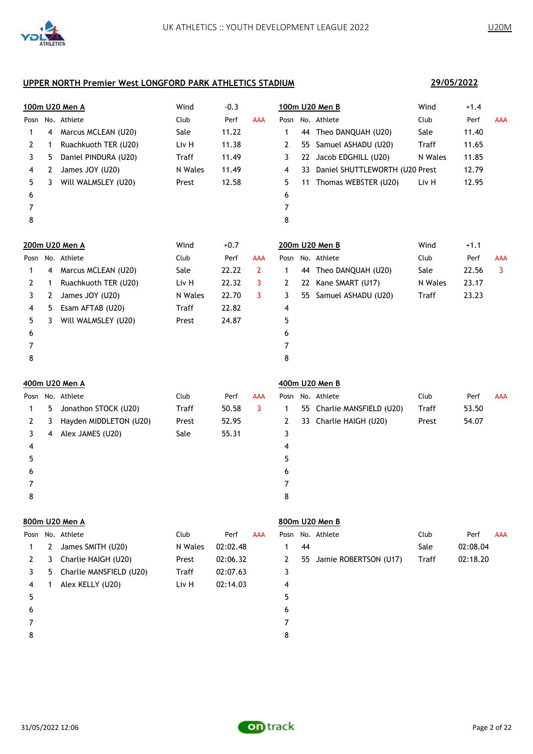## UPPER NORTH Premier West LONGFORD PARK ATHLETICS STADIUM

**29/05/2022**

### 100m U20 Men A

Wind -0.3

| Posn | No. | Athlete | Club | Perf | AAA |
|---|---|---|---|---|---|
| 1 | 4 | Marcus MCLEAN (U20) | Sale | 11.22 | |
| 2 | 1 | Ruachkuoth TER (U20) | Liv H | 11.38 | |
| 3 | 5 | Daniel PINDURA (U20) | Traff | 11.49 | |
| 4 | 2 | James JOY (U20) | N Wales | 11.49 | |
| 5 | 3 | Will WALMSLEY (U20) | Prest | 12.58 | |
| 6 | | | | | |
| 7 | | | | | |
| 8 | | | | | |

### 100m U20 Men B

Wind +1.4

| Posn | No. | Athlete | Club | Perf | AAA |
|---|---|---|---|---|---|
| 1 | 44 | Theo DANQUAH (U20) | Sale | 11.40 | |
| 2 | 55 | Samuel ASHADU (U20) | Traff | 11.65 | |
| 3 | 22 | Jacob EDGHILL (U20) | N Wales | 11.85 | |
| 4 | 33 | Daniel SHUTTLEWORTH (U20 | Prest | 12.79 | |
| 5 | 11 | Thomas WEBSTER (U20) | Liv H | 12.95 | |
| 6 | | | | | |
| 7 | | | | | |
| 8 | | | | | |

### 200m U20 Men A

Wind +0.7

| Posn | No. | Athlete | Club | Perf | AAA |
|---|---|---|---|---|---|
| 1 | 4 | Marcus MCLEAN (U20) | Sale | 22.22 | 2 |
| 2 | 1 | Ruachkuoth TER (U20) | Liv H | 22.32 | 3 |
| 3 | 2 | James JOY (U20) | N Wales | 22.70 | 3 |
| 4 | 5 | Esam AFTAB (U20) | Traff | 22.82 | |
| 5 | 3 | Will WALMSLEY (U20) | Prest | 24.87 | |
| 6 | | | | | |
| 7 | | | | | |
| 8 | | | | | |

### 200m U20 Men B

Wind +1.1

| Posn | No. | Athlete | Club | Perf | AAA |
|---|---|---|---|---|---|
| 1 | 44 | Theo DANQUAH (U20) | Sale | 22.56 | 3 |
| 2 | 22 | Kane SMART (U17) | N Wales | 23.17 | |
| 3 | 55 | Samuel ASHADU (U20) | Traff | 23.23 | |
| 4 | | | | | |
| 5 | | | | | |
| 6 | | | | | |
| 7 | | | | | |
| 8 | | | | | |

### 400m U20 Men A

| Posn | No. | Athlete | Club | Perf | AAA |
|---|---|---|---|---|---|
| 1 | 5 | Jonathon STOCK (U20) | Traff | 50.58 | 3 |
| 2 | 3 | Hayden MIDDLETON (U20) | Prest | 52.95 | |
| 3 | 4 | Alex JAMES (U20) | Sale | 55.31 | |
| 4 | | | | | |
| 5 | | | | | |
| 6 | | | | | |
| 7 | | | | | |
| 8 | | | | | |

### 400m U20 Men B

| Posn | No. | Athlete | Club | Perf | AAA |
|---|---|---|---|---|---|
| 1 | 55 | Charlie MANSFIELD (U20) | Traff | 53.50 | |
| 2 | 33 | Charlie HAIGH (U20) | Prest | 54.07 | |
| 3 | | | | | |
| 4 | | | | | |
| 5 | | | | | |
| 6 | | | | | |
| 7 | | | | | |
| 8 | | | | | |

### 800m U20 Men A

| Posn | No. | Athlete | Club | Perf | AAA |
|---|---|---|---|---|---|
| 1 | 2 | James SMITH (U20) | N Wales | 02:02.48 | |
| 2 | 3 | Charlie HAIGH (U20) | Prest | 02:06.32 | |
| 3 | 5 | Charlie MANSFIELD (U20) | Traff | 02:07.63 | |
| 4 | 1 | Alex KELLY (U20) | Liv H | 02:14.03 | |
| 5 | | | | | |
| 6 | | | | | |
| 7 | | | | | |
| 8 | | | | | |

### 800m U20 Men B

| Posn | No. | Athlete | Club | Perf | AAA |
|---|---|---|---|---|---|
| 1 | 44 | | Sale | 02:08.04 | |
| 2 | 55 | Jamie ROBERTSON (U17) | Traff | 02:18.20 | |
| 3 | | | | | |
| 4 | | | | | |
| 5 | | | | | |
| 6 | | | | | |
| 7 | | | | | |
| 8 | | | | | |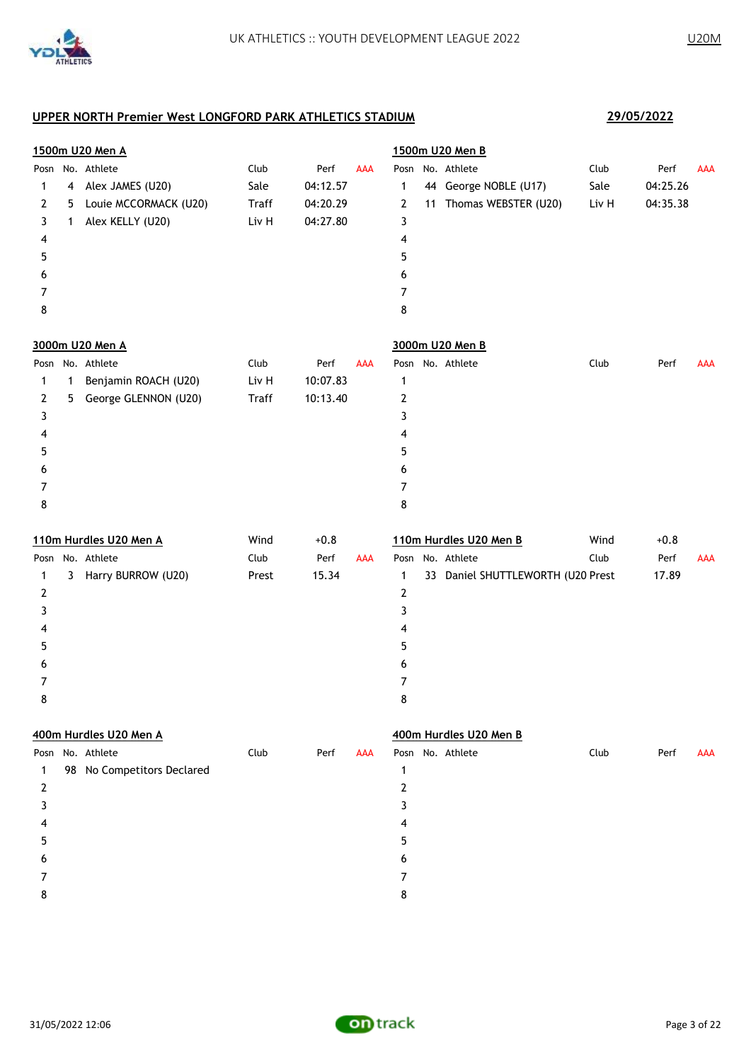## UPPER NORTH Premier West LONGFORD PARK ATHLETICS STADIUM

**29/05/2022**

### 1500m U20 Men A

| Posn | No. | Athlete | Club | Perf | AAA |
|---|---|---|---|---|---|
| 1 | 4 | Alex JAMES (U20) | Sale | 04:12.57 | |
| 2 | 5 | Louie MCCORMACK (U20) | Traff | 04:20.29 | |
| 3 | 1 | Alex KELLY (U20) | Liv H | 04:27.80 | |
| 4 | | | | | |
| 5 | | | | | |
| 6 | | | | | |
| 7 | | | | | |
| 8 | | | | | |

### 1500m U20 Men B

| Posn | No. | Athlete | Club | Perf | AAA |
|---|---|---|---|---|---|
| 1 | 44 | George NOBLE (U17) | Sale | 04:25.26 | |
| 2 | 11 | Thomas WEBSTER (U20) | Liv H | 04:35.38 | |
| 3 | | | | | |
| 4 | | | | | |
| 5 | | | | | |
| 6 | | | | | |
| 7 | | | | | |
| 8 | | | | | |

### 3000m U20 Men A

| Posn | No. | Athlete | Club | Perf | AAA |
|---|---|---|---|---|---|
| 1 | 1 | Benjamin ROACH (U20) | Liv H | 10:07.83 | |
| 2 | 5 | George GLENNON (U20) | Traff | 10:13.40 | |
| 3 | | | | | |
| 4 | | | | | |
| 5 | | | | | |
| 6 | | | | | |
| 7 | | | | | |
| 8 | | | | | |

### 3000m U20 Men B

| Posn | No. | Athlete | Club | Perf | AAA |
|---|---|---|---|---|---|
| 1 | | | | | |
| 2 | | | | | |
| 3 | | | | | |
| 4 | | | | | |
| 5 | | | | | |
| 6 | | | | | |
| 7 | | | | | |
| 8 | | | | | |

### 110m Hurdles U20 Men A

Wind +0.8

| Posn | No. | Athlete | Club | Perf | AAA |
|---|---|---|---|---|---|
| 1 | 3 | Harry BURROW (U20) | Prest | 15.34 | |
| 2 | | | | | |
| 3 | | | | | |
| 4 | | | | | |
| 5 | | | | | |
| 6 | | | | | |
| 7 | | | | | |
| 8 | | | | | |

### 110m Hurdles U20 Men B

Wind +0.8

| Posn | No. | Athlete | Club | Perf | AAA |
|---|---|---|---|---|---|
| 1 | 33 | Daniel SHUTTLEWORTH (U20 | Prest | 17.89 | |
| 2 | | | | | |
| 3 | | | | | |
| 4 | | | | | |
| 5 | | | | | |
| 6 | | | | | |
| 7 | | | | | |
| 8 | | | | | |

### 400m Hurdles U20 Men A

| Posn | No. | Athlete | Club | Perf | AAA |
|---|---|---|---|---|---|
| 1 | 98 | No Competitors Declared | | | |
| 2 | | | | | |
| 3 | | | | | |
| 4 | | | | | |
| 5 | | | | | |
| 6 | | | | | |
| 7 | | | | | |
| 8 | | | | | |

### 400m Hurdles U20 Men B

| Posn | No. | Athlete | Club | Perf | AAA |
|---|---|---|---|---|---|
| 1 | | | | | |
| 2 | | | | | |
| 3 | | | | | |
| 4 | | | | | |
| 5 | | | | | |
| 6 | | | | | |
| 7 | | | | | |
| 8 | | | | | |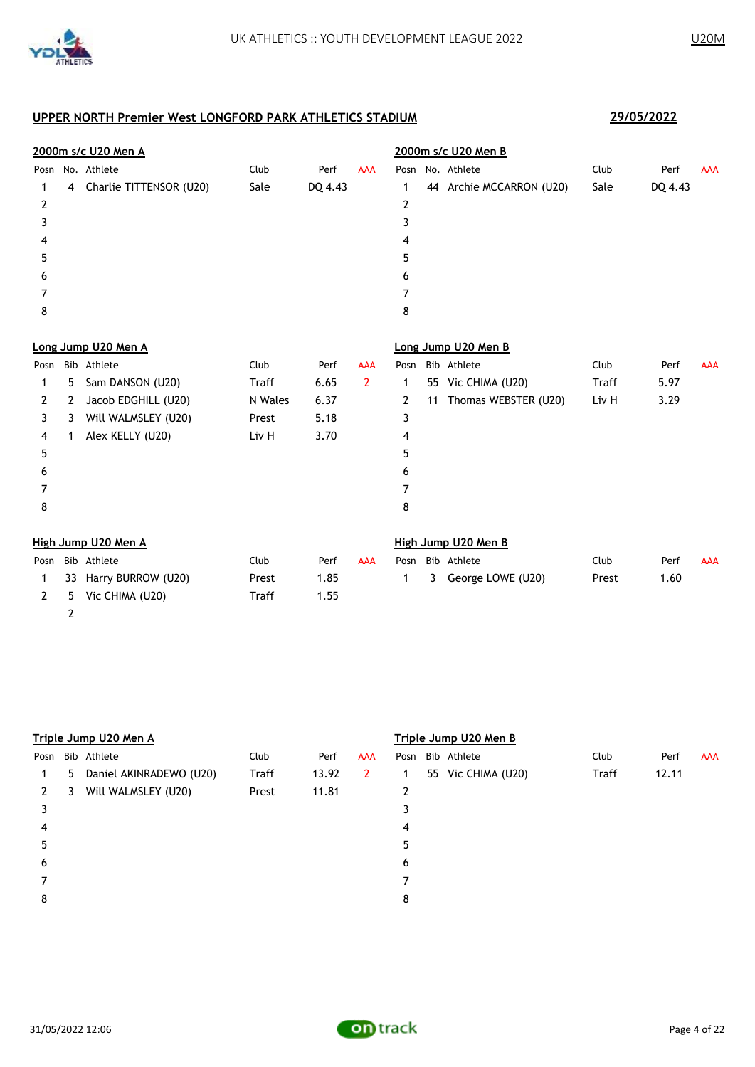UK ATHLETICS :: YOUTH DEVELOPMENT LEAGUE 2022

U20M

## UPPER NORTH Premier West LONGFORD PARK ATHLETICS STADIUM

29/05/2022

### 2000m s/c U20 Men A

| Posn | No. | Athlete | Club | Perf | AAA |
|---|---|---|---|---|---|
| 1 | 4 | Charlie TITTENSOR (U20) | Sale | DQ 4.43 | |
| 2 | | | | | |
| 3 | | | | | |
| 4 | | | | | |
| 5 | | | | | |
| 6 | | | | | |
| 7 | | | | | |
| 8 | | | | | |

### 2000m s/c U20 Men B

| Posn | No. | Athlete | Club | Perf | AAA |
|---|---|---|---|---|---|
| 1 | 44 | Archie MCCARRON (U20) | Sale | DQ 4.43 | |
| 2 | | | | | |
| 3 | | | | | |
| 4 | | | | | |
| 5 | | | | | |
| 6 | | | | | |
| 7 | | | | | |
| 8 | | | | | |

### Long Jump U20 Men A

| Posn | Bib | Athlete | Club | Perf | AAA |
|---|---|---|---|---|---|
| 1 | 5 | Sam DANSON (U20) | Traff | 6.65 | 2 |
| 2 | 2 | Jacob EDGHILL (U20) | N Wales | 6.37 | |
| 3 | 3 | Will WALMSLEY (U20) | Prest | 5.18 | |
| 4 | 1 | Alex KELLY (U20) | Liv H | 3.70 | |
| 5 | | | | | |
| 6 | | | | | |
| 7 | | | | | |
| 8 | | | | | |

### Long Jump U20 Men B

| Posn | Bib | Athlete | Club | Perf | AAA |
|---|---|---|---|---|---|
| 1 | 55 | Vic CHIMA (U20) | Traff | 5.97 | |
| 2 | 11 | Thomas WEBSTER (U20) | Liv H | 3.29 | |
| 3 | | | | | |
| 4 | | | | | |
| 5 | | | | | |
| 6 | | | | | |
| 7 | | | | | |
| 8 | | | | | |

### High Jump U20 Men A

| Posn | Bib | Athlete | Club | Perf | AAA |
|---|---|---|---|---|---|
| 1 | 33 | Harry BURROW (U20) | Prest | 1.85 | |
| 2 | 5 | Vic CHIMA (U20) | Traff | 1.55 | |
| | 2 | | | | |

### High Jump U20 Men B

| Posn | Bib | Athlete | Club | Perf | AAA |
|---|---|---|---|---|---|
| 1 | 3 | George LOWE (U20) | Prest | 1.60 | |

### Triple Jump U20 Men A

| Posn | Bib | Athlete | Club | Perf | AAA |
|---|---|---|---|---|---|
| 1 | 5 | Daniel AKINRADEWO (U20) | Traff | 13.92 | 2 |
| 2 | 3 | Will WALMSLEY (U20) | Prest | 11.81 | |
| 3 | | | | | |
| 4 | | | | | |
| 5 | | | | | |
| 6 | | | | | |
| 7 | | | | | |
| 8 | | | | | |

### Triple Jump U20 Men B

| Posn | Bib | Athlete | Club | Perf | AAA |
|---|---|---|---|---|---|
| 1 | 55 | Vic CHIMA (U20) | Traff | 12.11 | |
| 2 | | | | | |
| 3 | | | | | |
| 4 | | | | | |
| 5 | | | | | |
| 6 | | | | | |
| 7 | | | | | |
| 8 | | | | | |

31/05/2022 12:06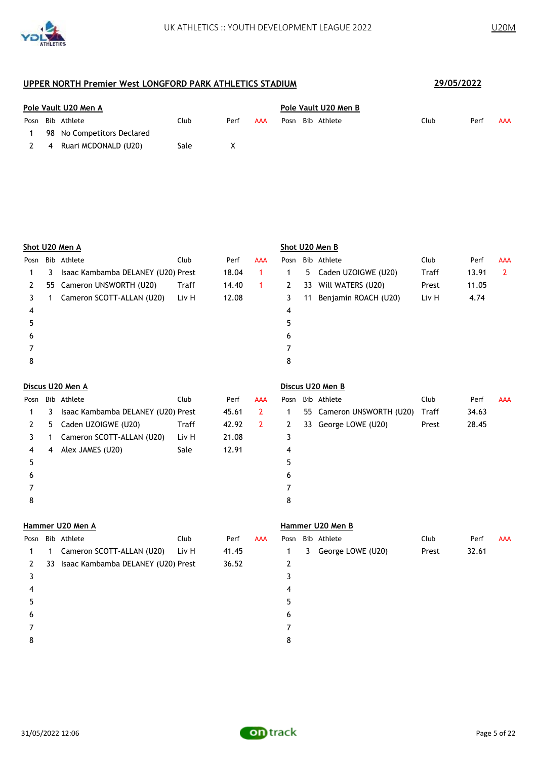## UPPER NORTH Premier West LONGFORD PARK ATHLETICS STADIUM

**29/05/2022**

### Pole Vault U20 Men A

| Posn | Bib | Athlete | Club | Perf | AAA |
|---|---|---|---|---|---|
| 1 | 98 | No Competitors Declared | | | |
| 2 | 4 | Ruari MCDONALD (U20) | Sale | X | |

### Pole Vault U20 Men B

| Posn | Bib | Athlete | Club | Perf | AAA |
|---|---|---|---|---|---|

### Shot U20 Men A

| Posn | Bib | Athlete | Club | Perf | AAA |
|---|---|---|---|---|---|
| 1 | 3 | Isaac Kambamba DELANEY (U20) | Prest | 18.04 | 1 |
| 2 | 55 | Cameron UNSWORTH (U20) | Traff | 14.40 | 1 |
| 3 | 1 | Cameron SCOTT-ALLAN (U20) | Liv H | 12.08 | |
| 4 | | | | | |
| 5 | | | | | |
| 6 | | | | | |
| 7 | | | | | |
| 8 | | | | | |

### Shot U20 Men B

| Posn | Bib | Athlete | Club | Perf | AAA |
|---|---|---|---|---|---|
| 1 | 5 | Caden UZOIGWE (U20) | Traff | 13.91 | 2 |
| 2 | 33 | Will WATERS (U20) | Prest | 11.05 | |
| 3 | 11 | Benjamin ROACH (U20) | Liv H | 4.74 | |
| 4 | | | | | |
| 5 | | | | | |
| 6 | | | | | |
| 7 | | | | | |
| 8 | | | | | |

### Discus U20 Men A

| Posn | Bib | Athlete | Club | Perf | AAA |
|---|---|---|---|---|---|
| 1 | 3 | Isaac Kambamba DELANEY (U20) | Prest | 45.61 | 2 |
| 2 | 5 | Caden UZOIGWE (U20) | Traff | 42.92 | 2 |
| 3 | 1 | Cameron SCOTT-ALLAN (U20) | Liv H | 21.08 | |
| 4 | 4 | Alex JAMES (U20) | Sale | 12.91 | |
| 5 | | | | | |
| 6 | | | | | |
| 7 | | | | | |
| 8 | | | | | |

### Discus U20 Men B

| Posn | Bib | Athlete | Club | Perf | AAA |
|---|---|---|---|---|---|
| 1 | 55 | Cameron UNSWORTH (U20) | Traff | 34.63 | |
| 2 | 33 | George LOWE (U20) | Prest | 28.45 | |
| 3 | | | | | |
| 4 | | | | | |
| 5 | | | | | |
| 6 | | | | | |
| 7 | | | | | |
| 8 | | | | | |

### Hammer U20 Men A

| Posn | Bib | Athlete | Club | Perf | AAA |
|---|---|---|---|---|---|
| 1 | 1 | Cameron SCOTT-ALLAN (U20) | Liv H | 41.45 | |
| 2 | 33 | Isaac Kambamba DELANEY (U20) | Prest | 36.52 | |
| 3 | | | | | |
| 4 | | | | | |
| 5 | | | | | |
| 6 | | | | | |
| 7 | | | | | |
| 8 | | | | | |

### Hammer U20 Men B

| Posn | Bib | Athlete | Club | Perf | AAA |
|---|---|---|---|---|---|
| 1 | 3 | George LOWE (U20) | Prest | 32.61 | |
| 2 | | | | | |
| 3 | | | | | |
| 4 | | | | | |
| 5 | | | | | |
| 6 | | | | | |
| 7 | | | | | |
| 8 | | | | | |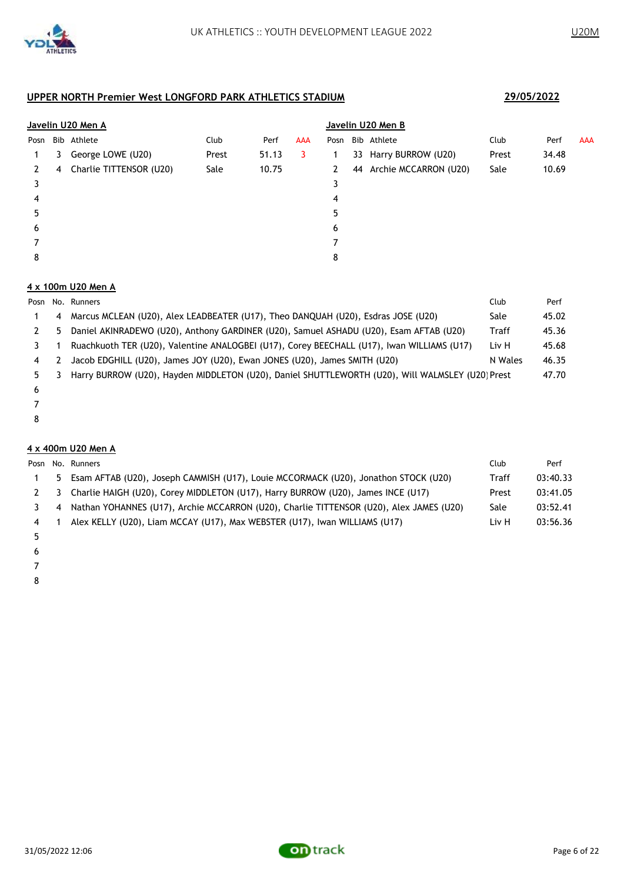## UPPER NORTH Premier West LONGFORD PARK ATHLETICS STADIUM

**29/05/2022**

### Javelin U20 Men A

| Posn | Bib | Athlete | Club | Perf | AAA |
|---|---|---|---|---|---|
| 1 | 3 | George LOWE (U20) | Prest | 51.13 | 3 |
| 2 | 4 | Charlie TITTENSOR (U20) | Sale | 10.75 | |
| 3 | | | | | |
| 4 | | | | | |
| 5 | | | | | |
| 6 | | | | | |
| 7 | | | | | |
| 8 | | | | | |

### Javelin U20 Men B

| Posn | Bib | Athlete | Club | Perf | AAA |
|---|---|---|---|---|---|
| 1 | 33 | Harry BURROW (U20) | Prest | 34.48 | |
| 2 | 44 | Archie MCCARRON (U20) | Sale | 10.69 | |
| 3 | | | | | |
| 4 | | | | | |
| 5 | | | | | |
| 6 | | | | | |
| 7 | | | | | |
| 8 | | | | | |

### 4 x 100m U20 Men A

| Posn | No. | Runners | Club | Perf |
|---|---|---|---|---|
| 1 | 4 | Marcus MCLEAN (U20), Alex LEADBEATER (U17), Theo DANQUAH (U20), Esdras JOSE (U20) | Sale | 45.02 |
| 2 | 5 | Daniel AKINRADEWO (U20), Anthony GARDINER (U20), Samuel ASHADU (U20), Esam AFTAB (U20) | Traff | 45.36 |
| 3 | 1 | Ruachkuoth TER (U20), Valentine ANALOGBEI (U17), Corey BEECHALL (U17), Iwan WILLIAMS (U17) | Liv H | 45.68 |
| 4 | 2 | Jacob EDGHILL (U20), James JOY (U20), Ewan JONES (U20), James SMITH (U20) | N Wales | 46.35 |
| 5 | 3 | Harry BURROW (U20), Hayden MIDDLETON (U20), Daniel SHUTTLEWORTH (U20), Will WALMSLEY (U20) | Prest | 47.70 |
| 6 | | | | |
| 7 | | | | |
| 8 | | | | |

### 4 x 400m U20 Men A

| Posn | No. | Runners | Club | Perf |
|---|---|---|---|---|
| 1 | 5 | Esam AFTAB (U20), Joseph CAMMISH (U17), Louie MCCORMACK (U20), Jonathon STOCK (U20) | Traff | 03:40.33 |
| 2 | 3 | Charlie HAIGH (U20), Corey MIDDLETON (U17), Harry BURROW (U20), James INCE (U17) | Prest | 03:41.05 |
| 3 | 4 | Nathan YOHANNES (U17), Archie MCCARRON (U20), Charlie TITTENSOR (U20), Alex JAMES (U20) | Sale | 03:52.41 |
| 4 | 1 | Alex KELLY (U20), Liam MCCAY (U17), Max WEBSTER (U17), Iwan WILLIAMS (U17) | Liv H | 03:56.36 |
| 5 | | | | |
| 6 | | | | |
| 7 | | | | |
| 8 | | | | |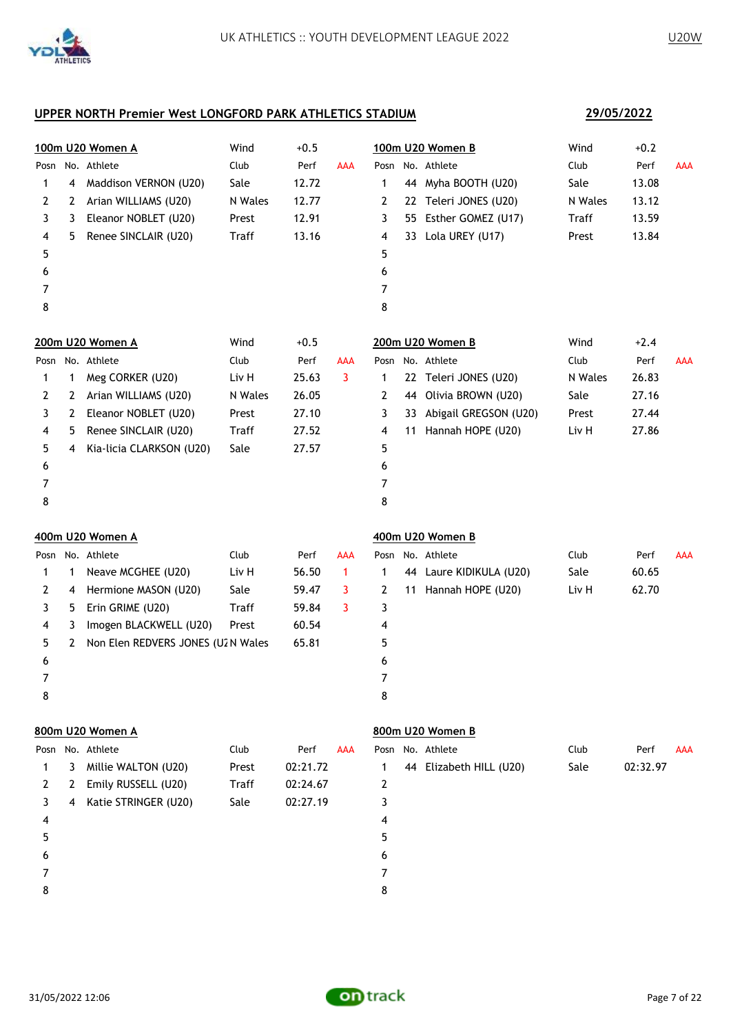## UPPER NORTH Premier West LONGFORD PARK ATHLETICS STADIUM

**29/05/2022**

### 100m U20 Women A

Wind +0.5

| Posn | No. | Athlete | Club | Perf | AAA |
|---|---|---|---|---|---|
| 1 | 4 | Maddison VERNON (U20) | Sale | 12.72 | |
| 2 | 2 | Arian WILLIAMS (U20) | N Wales | 12.77 | |
| 3 | 3 | Eleanor NOBLET (U20) | Prest | 12.91 | |
| 4 | 5 | Renee SINCLAIR (U20) | Traff | 13.16 | |
| 5 | | | | | |
| 6 | | | | | |
| 7 | | | | | |
| 8 | | | | | |

### 100m U20 Women B

Wind +0.2

| Posn | No. | Athlete | Club | Perf | AAA |
|---|---|---|---|---|---|
| 1 | 44 | Myha BOOTH (U20) | Sale | 13.08 | |
| 2 | 22 | Teleri JONES (U20) | N Wales | 13.12 | |
| 3 | 55 | Esther GOMEZ (U17) | Traff | 13.59 | |
| 4 | 33 | Lola UREY (U17) | Prest | 13.84 | |
| 5 | | | | | |
| 6 | | | | | |
| 7 | | | | | |
| 8 | | | | | |

### 200m U20 Women A

Wind +0.5

| Posn | No. | Athlete | Club | Perf | AAA |
|---|---|---|---|---|---|
| 1 | 1 | Meg CORKER (U20) | Liv H | 25.63 | 3 |
| 2 | 2 | Arian WILLIAMS (U20) | N Wales | 26.05 | |
| 3 | 2 | Eleanor NOBLET (U20) | Prest | 27.10 | |
| 4 | 5 | Renee SINCLAIR (U20) | Traff | 27.52 | |
| 5 | 4 | Kia-licia CLARKSON (U20) | Sale | 27.57 | |
| 6 | | | | | |
| 7 | | | | | |
| 8 | | | | | |

### 200m U20 Women B

Wind +2.4

| Posn | No. | Athlete | Club | Perf | AAA |
|---|---|---|---|---|---|
| 1 | 22 | Teleri JONES (U20) | N Wales | 26.83 | |
| 2 | 44 | Olivia BROWN (U20) | Sale | 27.16 | |
| 3 | 33 | Abigail GREGSON (U20) | Prest | 27.44 | |
| 4 | 11 | Hannah HOPE (U20) | Liv H | 27.86 | |
| 5 | | | | | |
| 6 | | | | | |
| 7 | | | | | |
| 8 | | | | | |

### 400m U20 Women A

| Posn | No. | Athlete | Club | Perf | AAA |
|---|---|---|---|---|---|
| 1 | 1 | Neave MCGHEE (U20) | Liv H | 56.50 | 1 |
| 2 | 4 | Hermione MASON (U20) | Sale | 59.47 | 3 |
| 3 | 5 | Erin GRIME (U20) | Traff | 59.84 | 3 |
| 4 | 3 | Imogen BLACKWELL (U20) | Prest | 60.54 | |
| 5 | 2 | Non Elen REDVERS JONES (U2 | N Wales | 65.81 | |
| 6 | | | | | |
| 7 | | | | | |
| 8 | | | | | |

### 400m U20 Women B

| Posn | No. | Athlete | Club | Perf | AAA |
|---|---|---|---|---|---|
| 1 | 44 | Laure KIDIKULA (U20) | Sale | 60.65 | |
| 2 | 11 | Hannah HOPE (U20) | Liv H | 62.70 | |
| 3 | | | | | |
| 4 | | | | | |
| 5 | | | | | |
| 6 | | | | | |
| 7 | | | | | |
| 8 | | | | | |

### 800m U20 Women A

| Posn | No. | Athlete | Club | Perf | AAA |
|---|---|---|---|---|---|
| 1 | 3 | Millie WALTON (U20) | Prest | 02:21.72 | |
| 2 | 2 | Emily RUSSELL (U20) | Traff | 02:24.67 | |
| 3 | 4 | Katie STRINGER (U20) | Sale | 02:27.19 | |
| 4 | | | | | |
| 5 | | | | | |
| 6 | | | | | |
| 7 | | | | | |
| 8 | | | | | |

### 800m U20 Women B

| Posn | No. | Athlete | Club | Perf | AAA |
|---|---|---|---|---|---|
| 1 | 44 | Elizabeth HILL (U20) | Sale | 02:32.97 | |
| 2 | | | | | |
| 3 | | | | | |
| 4 | | | | | |
| 5 | | | | | |
| 6 | | | | | |
| 7 | | | | | |
| 8 | | | | | |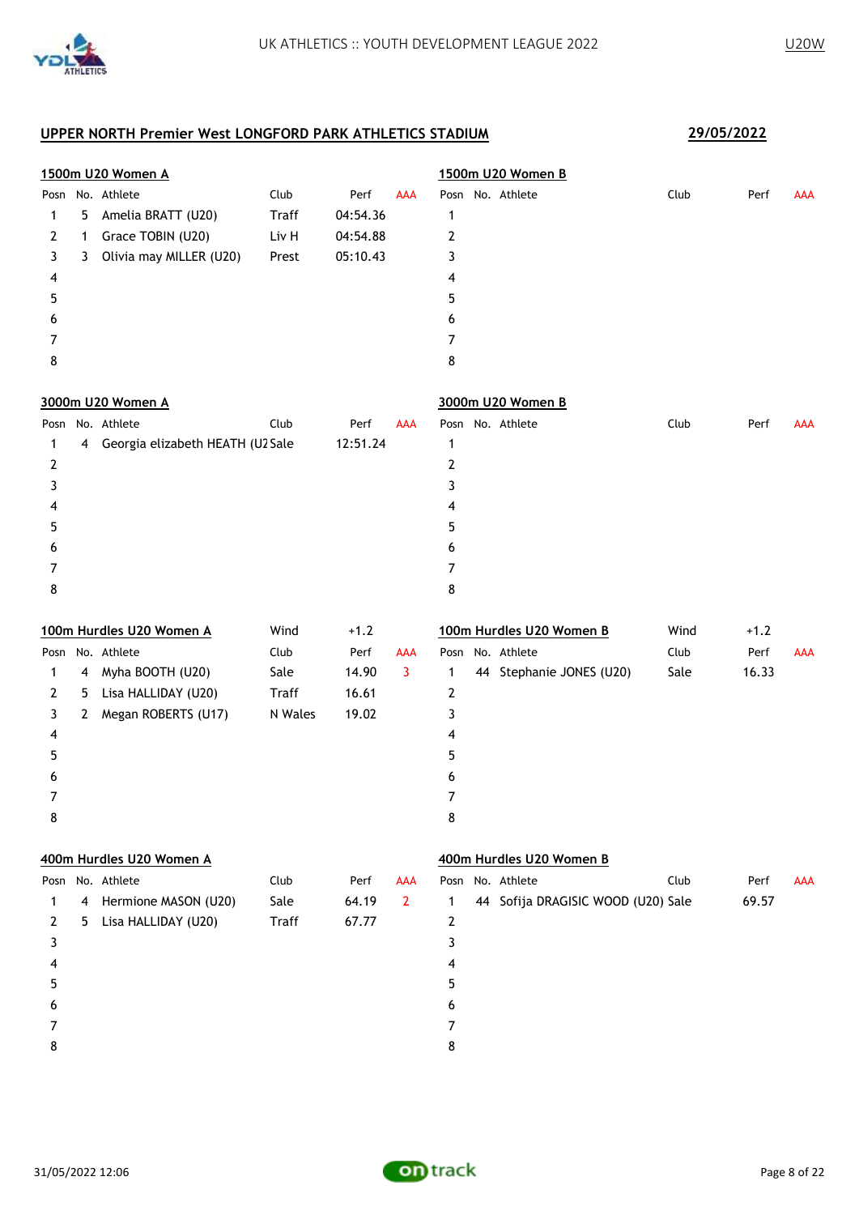## UPPER NORTH Premier West LONGFORD PARK ATHLETICS STADIUM

**29/05/2022**

### 1500m U20 Women A

| Posn | No. | Athlete | Club | Perf | AAA |
|---|---|---|---|---|---|
| 1 | 5 | Amelia BRATT (U20) | Traff | 04:54.36 | |
| 2 | 1 | Grace TOBIN (U20) | Liv H | 04:54.88 | |
| 3 | 3 | Olivia may MILLER (U20) | Prest | 05:10.43 | |
| 4 | | | | | |
| 5 | | | | | |
| 6 | | | | | |
| 7 | | | | | |
| 8 | | | | | |

### 1500m U20 Women B

| Posn | No. | Athlete | Club | Perf | AAA |
|---|---|---|---|---|---|
| 1 | | | | | |
| 2 | | | | | |
| 3 | | | | | |
| 4 | | | | | |
| 5 | | | | | |
| 6 | | | | | |
| 7 | | | | | |
| 8 | | | | | |

### 3000m U20 Women A

| Posn | No. | Athlete | Club | Perf | AAA |
|---|---|---|---|---|---|
| 1 | 4 | Georgia elizabeth HEATH (U2 | Sale | 12:51.24 | |
| 2 | | | | | |
| 3 | | | | | |
| 4 | | | | | |
| 5 | | | | | |
| 6 | | | | | |
| 7 | | | | | |
| 8 | | | | | |

### 3000m U20 Women B

| Posn | No. | Athlete | Club | Perf | AAA |
|---|---|---|---|---|---|
| 1 | | | | | |
| 2 | | | | | |
| 3 | | | | | |
| 4 | | | | | |
| 5 | | | | | |
| 6 | | | | | |
| 7 | | | | | |
| 8 | | | | | |

### 100m Hurdles U20 Women A

Wind +1.2

| Posn | No. | Athlete | Club | Perf | AAA |
|---|---|---|---|---|---|
| 1 | 4 | Myha BOOTH (U20) | Sale | 14.90 | 3 |
| 2 | 5 | Lisa HALLIDAY (U20) | Traff | 16.61 | |
| 3 | 2 | Megan ROBERTS (U17) | N Wales | 19.02 | |
| 4 | | | | | |
| 5 | | | | | |
| 6 | | | | | |
| 7 | | | | | |
| 8 | | | | | |

### 100m Hurdles U20 Women B

Wind +1.2

| Posn | No. | Athlete | Club | Perf | AAA |
|---|---|---|---|---|---|
| 1 | 44 | Stephanie JONES (U20) | Sale | 16.33 | |
| 2 | | | | | |
| 3 | | | | | |
| 4 | | | | | |
| 5 | | | | | |
| 6 | | | | | |
| 7 | | | | | |
| 8 | | | | | |

### 400m Hurdles U20 Women A

| Posn | No. | Athlete | Club | Perf | AAA |
|---|---|---|---|---|---|
| 1 | 4 | Hermione MASON (U20) | Sale | 64.19 | 2 |
| 2 | 5 | Lisa HALLIDAY (U20) | Traff | 67.77 | |
| 3 | | | | | |
| 4 | | | | | |
| 5 | | | | | |
| 6 | | | | | |
| 7 | | | | | |
| 8 | | | | | |

### 400m Hurdles U20 Women B

| Posn | No. | Athlete | Club | Perf | AAA |
|---|---|---|---|---|---|
| 1 | 44 | Sofija DRAGISIC WOOD (U20) | Sale | 69.57 | |
| 2 | | | | | |
| 3 | | | | | |
| 4 | | | | | |
| 5 | | | | | |
| 6 | | | | | |
| 7 | | | | | |
| 8 | | | | | |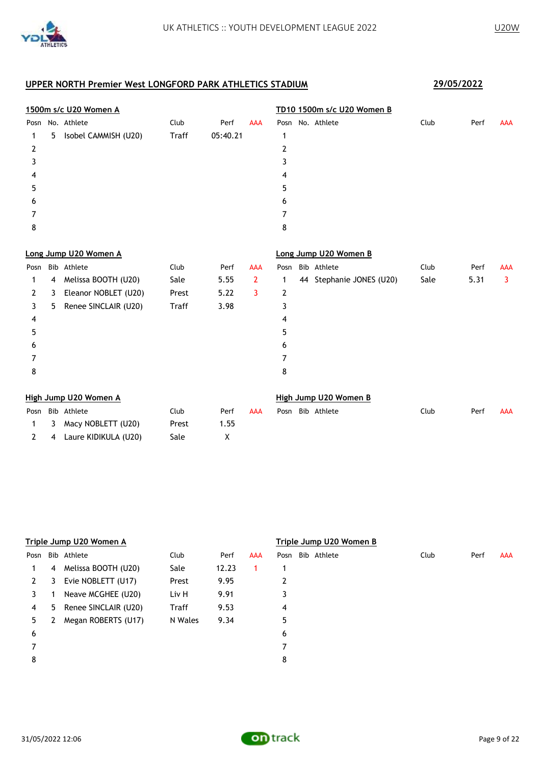UK ATHLETICS :: YOUTH DEVELOPMENT LEAGUE 2022 U20W

## UPPER NORTH Premier West LONGFORD PARK ATHLETICS STADIUM

**29/05/2022**

### 1500m s/c U20 Women A

| Posn | No. | Athlete | Club | Perf | AAA |
|---|---|---|---|---|---|
| 1 | 5 | Isobel CAMMISH (U20) | Traff | 05:40.21 | |
| 2 | | | | | |
| 3 | | | | | |
| 4 | | | | | |
| 5 | | | | | |
| 6 | | | | | |
| 7 | | | | | |
| 8 | | | | | |

### TD10 1500m s/c U20 Women B

| Posn | No. | Athlete | Club | Perf | AAA |
|---|---|---|---|---|---|
| 1 | | | | | |
| 2 | | | | | |
| 3 | | | | | |
| 4 | | | | | |
| 5 | | | | | |
| 6 | | | | | |
| 7 | | | | | |
| 8 | | | | | |

### Long Jump U20 Women A

| Posn | Bib | Athlete | Club | Perf | AAA |
|---|---|---|---|---|---|
| 1 | 4 | Melissa BOOTH (U20) | Sale | 5.55 | 2 |
| 2 | 3 | Eleanor NOBLET (U20) | Prest | 5.22 | 3 |
| 3 | 5 | Renee SINCLAIR (U20) | Traff | 3.98 | |
| 4 | | | | | |
| 5 | | | | | |
| 6 | | | | | |
| 7 | | | | | |
| 8 | | | | | |

### Long Jump U20 Women B

| Posn | Bib | Athlete | Club | Perf | AAA |
|---|---|---|---|---|---|
| 1 | 44 | Stephanie JONES (U20) | Sale | 5.31 | 3 |
| 2 | | | | | |
| 3 | | | | | |
| 4 | | | | | |
| 5 | | | | | |
| 6 | | | | | |
| 7 | | | | | |
| 8 | | | | | |

### High Jump U20 Women A

| Posn | Bib | Athlete | Club | Perf | AAA |
|---|---|---|---|---|---|
| 1 | 3 | Macy NOBLETT (U20) | Prest | 1.55 | |
| 2 | 4 | Laure KIDIKULA (U20) | Sale | X | |

### High Jump U20 Women B

| Posn | Bib | Athlete | Club | Perf | AAA |
|---|---|---|---|---|---|

### Triple Jump U20 Women A

| Posn | Bib | Athlete | Club | Perf | AAA |
|---|---|---|---|---|---|
| 1 | 4 | Melissa BOOTH (U20) | Sale | 12.23 | 1 |
| 2 | 3 | Evie NOBLETT (U17) | Prest | 9.95 | |
| 3 | 1 | Neave MCGHEE (U20) | Liv H | 9.91 | |
| 4 | 5 | Renee SINCLAIR (U20) | Traff | 9.53 | |
| 5 | 2 | Megan ROBERTS (U17) | N Wales | 9.34 | |
| 6 | | | | | |
| 7 | | | | | |
| 8 | | | | | |

### Triple Jump U20 Women B

| Posn | Bib | Athlete | Club | Perf | AAA |
|---|---|---|---|---|---|
| 1 | | | | | |
| 2 | | | | | |
| 3 | | | | | |
| 4 | | | | | |
| 5 | | | | | |
| 6 | | | | | |
| 7 | | | | | |
| 8 | | | | | |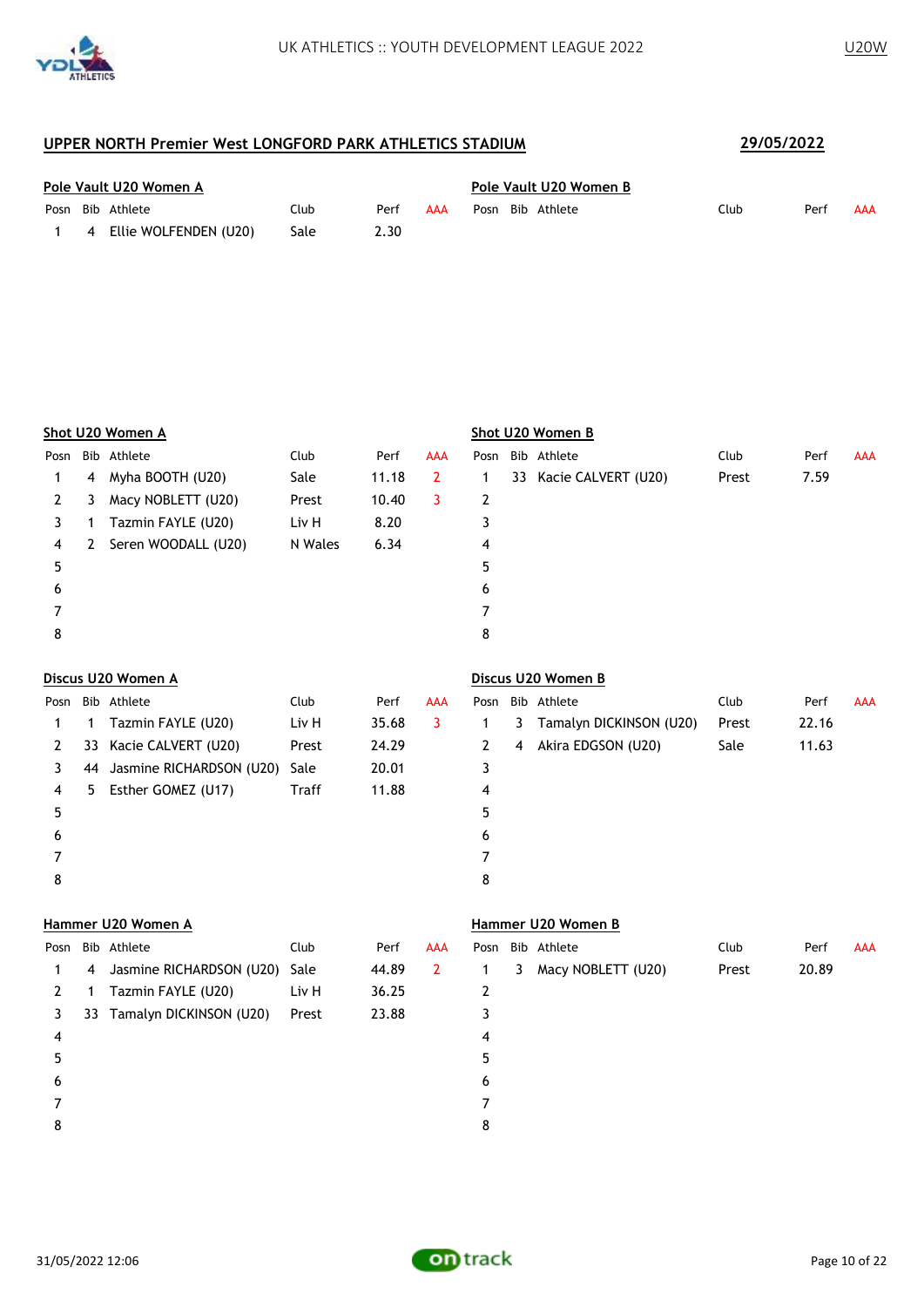## UPPER NORTH Premier West LONGFORD PARK ATHLETICS STADIUM

**29/05/2022**

### Pole Vault U20 Women A

| Posn | Bib | Athlete | Club | Perf | AAA |
|---|---|---|---|---|---|
| 1 | 4 | Ellie WOLFENDEN (U20) | Sale | 2.30 | |

### Pole Vault U20 Women B

| Posn | Bib | Athlete | Club | Perf | AAA |
|---|---|---|---|---|---|

### Shot U20 Women A

| Posn | Bib | Athlete | Club | Perf | AAA |
|---|---|---|---|---|---|
| 1 | 4 | Myha BOOTH (U20) | Sale | 11.18 | 2 |
| 2 | 3 | Macy NOBLETT (U20) | Prest | 10.40 | 3 |
| 3 | 1 | Tazmin FAYLE (U20) | Liv H | 8.20 | |
| 4 | 2 | Seren WOODALL (U20) | N Wales | 6.34 | |
| 5 | | | | | |
| 6 | | | | | |
| 7 | | | | | |
| 8 | | | | | |

### Shot U20 Women B

| Posn | Bib | Athlete | Club | Perf | AAA |
|---|---|---|---|---|---|
| 1 | 33 | Kacie CALVERT (U20) | Prest | 7.59 | |
| 2 | | | | | |
| 3 | | | | | |
| 4 | | | | | |
| 5 | | | | | |
| 6 | | | | | |
| 7 | | | | | |
| 8 | | | | | |

### Discus U20 Women A

| Posn | Bib | Athlete | Club | Perf | AAA |
|---|---|---|---|---|---|
| 1 | 1 | Tazmin FAYLE (U20) | Liv H | 35.68 | 3 |
| 2 | 33 | Kacie CALVERT (U20) | Prest | 24.29 | |
| 3 | 44 | Jasmine RICHARDSON (U20) | Sale | 20.01 | |
| 4 | 5 | Esther GOMEZ (U17) | Traff | 11.88 | |
| 5 | | | | | |
| 6 | | | | | |
| 7 | | | | | |
| 8 | | | | | |

### Discus U20 Women B

| Posn | Bib | Athlete | Club | Perf | AAA |
|---|---|---|---|---|---|
| 1 | 3 | Tamalyn DICKINSON (U20) | Prest | 22.16 | |
| 2 | 4 | Akira EDGSON (U20) | Sale | 11.63 | |
| 3 | | | | | |
| 4 | | | | | |
| 5 | | | | | |
| 6 | | | | | |
| 7 | | | | | |
| 8 | | | | | |

### Hammer U20 Women A

| Posn | Bib | Athlete | Club | Perf | AAA |
|---|---|---|---|---|---|
| 1 | 4 | Jasmine RICHARDSON (U20) | Sale | 44.89 | 2 |
| 2 | 1 | Tazmin FAYLE (U20) | Liv H | 36.25 | |
| 3 | 33 | Tamalyn DICKINSON (U20) | Prest | 23.88 | |
| 4 | | | | | |
| 5 | | | | | |
| 6 | | | | | |
| 7 | | | | | |
| 8 | | | | | |

### Hammer U20 Women B

| Posn | Bib | Athlete | Club | Perf | AAA |
|---|---|---|---|---|---|
| 1 | 3 | Macy NOBLETT (U20) | Prest | 20.89 | |
| 2 | | | | | |
| 3 | | | | | |
| 4 | | | | | |
| 5 | | | | | |
| 6 | | | | | |
| 7 | | | | | |
| 8 | | | | | |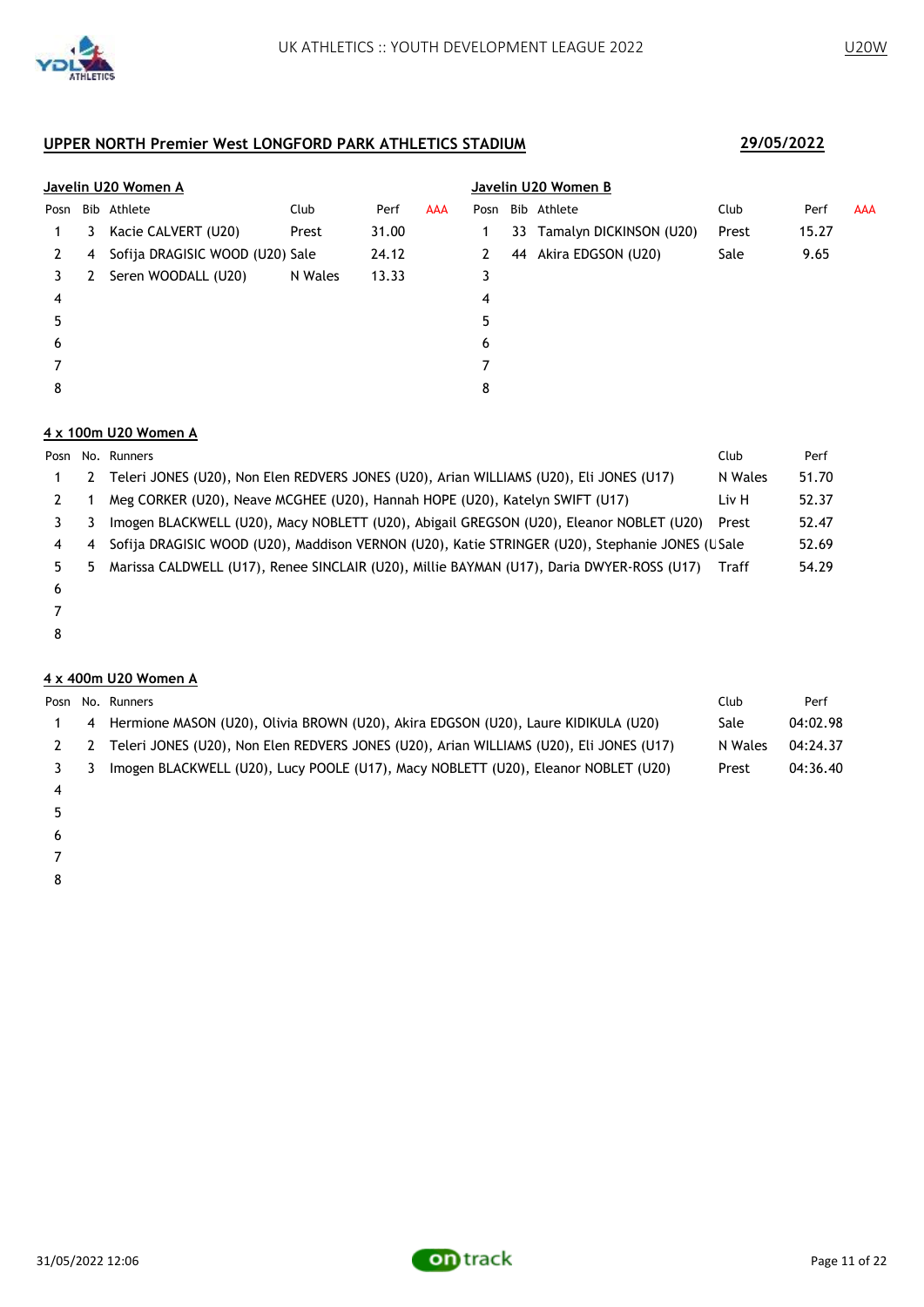## UPPER NORTH Premier West LONGFORD PARK ATHLETICS STADIUM

**29/05/2022**

### Javelin U20 Women A

| Posn | Bib | Athlete | Club | Perf | AAA |
|---|---|---|---|---|---|
| 1 | 3 | Kacie CALVERT (U20) | Prest | 31.00 | |
| 2 | 4 | Sofija DRAGISIC WOOD (U20) | Sale | 24.12 | |
| 3 | 2 | Seren WOODALL (U20) | N Wales | 13.33 | |
| 4 | | | | | |
| 5 | | | | | |
| 6 | | | | | |
| 7 | | | | | |
| 8 | | | | | |

### Javelin U20 Women B

| Posn | Bib | Athlete | Club | Perf | AAA |
|---|---|---|---|---|---|
| 1 | 33 | Tamalyn DICKINSON (U20) | Prest | 15.27 | |
| 2 | 44 | Akira EDGSON (U20) | Sale | 9.65 | |
| 3 | | | | | |
| 4 | | | | | |
| 5 | | | | | |
| 6 | | | | | |
| 7 | | | | | |
| 8 | | | | | |

### 4 x 100m U20 Women A

| Posn | No. | Runners | Club | Perf |
|---|---|---|---|---|
| 1 | 2 | Teleri JONES (U20), Non Elen REDVERS JONES (U20), Arian WILLIAMS (U20), Eli JONES (U17) | N Wales | 51.70 |
| 2 | 1 | Meg CORKER (U20), Neave MCGHEE (U20), Hannah HOPE (U20), Katelyn SWIFT (U17) | Liv H | 52.37 |
| 3 | 3 | Imogen BLACKWELL (U20), Macy NOBLETT (U20), Abigail GREGSON (U20), Eleanor NOBLET (U20) | Prest | 52.47 |
| 4 | 4 | Sofija DRAGISIC WOOD (U20), Maddison VERNON (U20), Katie STRINGER (U20), Stephanie JONES (U | Sale | 52.69 |
| 5 | 5 | Marissa CALDWELL (U17), Renee SINCLAIR (U20), Millie BAYMAN (U17), Daria DWYER-ROSS (U17) | Traff | 54.29 |
| 6 | | | | |
| 7 | | | | |
| 8 | | | | |

### 4 x 400m U20 Women A

| Posn | No. | Runners | Club | Perf |
|---|---|---|---|---|
| 1 | 4 | Hermione MASON (U20), Olivia BROWN (U20), Akira EDGSON (U20), Laure KIDIKULA (U20) | Sale | 04:02.98 |
| 2 | 2 | Teleri JONES (U20), Non Elen REDVERS JONES (U20), Arian WILLIAMS (U20), Eli JONES (U17) | N Wales | 04:24.37 |
| 3 | 3 | Imogen BLACKWELL (U20), Lucy POOLE (U17), Macy NOBLETT (U20), Eleanor NOBLET (U20) | Prest | 04:36.40 |
| 4 | | | | |
| 5 | | | | |
| 6 | | | | |
| 7 | | | | |
| 8 | | | | |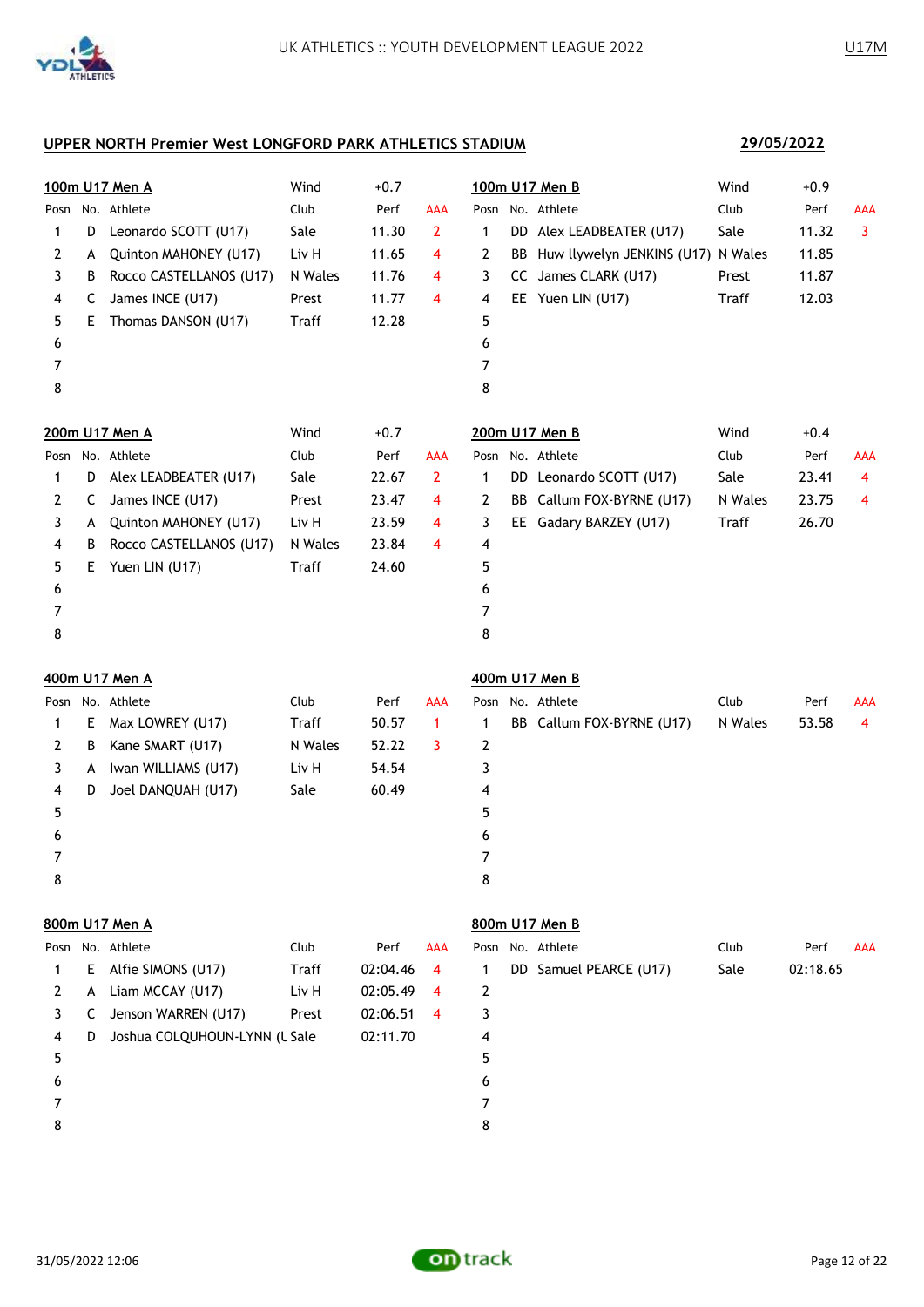## UPPER NORTH Premier West LONGFORD PARK ATHLETICS STADIUM

**29/05/2022**

### 100m U17 Men A

Wind +0.7

| Posn | No. | Athlete | Club | Perf | AAA |
|---|---|---|---|---|---|
| 1 | D | Leonardo SCOTT (U17) | Sale | 11.30 | 2 |
| 2 | A | Quinton MAHONEY (U17) | Liv H | 11.65 | 4 |
| 3 | B | Rocco CASTELLANOS (U17) | N Wales | 11.76 | 4 |
| 4 | C | James INCE (U17) | Prest | 11.77 | 4 |
| 5 | E | Thomas DANSON (U17) | Traff | 12.28 | |
| 6 | | | | | |
| 7 | | | | | |
| 8 | | | | | |

### 100m U17 Men B

Wind +0.9

| Posn | No. | Athlete | Club | Perf | AAA |
|---|---|---|---|---|---|
| 1 | DD | Alex LEADBEATER (U17) | Sale | 11.32 | 3 |
| 2 | BB | Huw llywelyn JENKINS (U17) | N Wales | 11.85 | |
| 3 | CC | James CLARK (U17) | Prest | 11.87 | |
| 4 | EE | Yuen LIN (U17) | Traff | 12.03 | |
| 5 | | | | | |
| 6 | | | | | |
| 7 | | | | | |
| 8 | | | | | |

### 200m U17 Men A

Wind +0.7

| Posn | No. | Athlete | Club | Perf | AAA |
|---|---|---|---|---|---|
| 1 | D | Alex LEADBEATER (U17) | Sale | 22.67 | 2 |
| 2 | C | James INCE (U17) | Prest | 23.47 | 4 |
| 3 | A | Quinton MAHONEY (U17) | Liv H | 23.59 | 4 |
| 4 | B | Rocco CASTELLANOS (U17) | N Wales | 23.84 | 4 |
| 5 | E | Yuen LIN (U17) | Traff | 24.60 | |
| 6 | | | | | |
| 7 | | | | | |
| 8 | | | | | |

### 200m U17 Men B

Wind +0.4

| Posn | No. | Athlete | Club | Perf | AAA |
|---|---|---|---|---|---|
| 1 | DD | Leonardo SCOTT (U17) | Sale | 23.41 | 4 |
| 2 | BB | Callum FOX-BYRNE (U17) | N Wales | 23.75 | 4 |
| 3 | EE | Gadary BARZEY (U17) | Traff | 26.70 | |
| 4 | | | | | |
| 5 | | | | | |
| 6 | | | | | |
| 7 | | | | | |
| 8 | | | | | |

### 400m U17 Men A

| Posn | No. | Athlete | Club | Perf | AAA |
|---|---|---|---|---|---|
| 1 | E | Max LOWREY (U17) | Traff | 50.57 | 1 |
| 2 | B | Kane SMART (U17) | N Wales | 52.22 | 3 |
| 3 | A | Iwan WILLIAMS (U17) | Liv H | 54.54 | |
| 4 | D | Joel DANQUAH (U17) | Sale | 60.49 | |
| 5 | | | | | |
| 6 | | | | | |
| 7 | | | | | |
| 8 | | | | | |

### 400m U17 Men B

| Posn | No. | Athlete | Club | Perf | AAA |
|---|---|---|---|---|---|
| 1 | BB | Callum FOX-BYRNE (U17) | N Wales | 53.58 | 4 |
| 2 | | | | | |
| 3 | | | | | |
| 4 | | | | | |
| 5 | | | | | |
| 6 | | | | | |
| 7 | | | | | |
| 8 | | | | | |

### 800m U17 Men A

| Posn | No. | Athlete | Club | Perf | AAA |
|---|---|---|---|---|---|
| 1 | E | Alfie SIMONS (U17) | Traff | 02:04.46 | 4 |
| 2 | A | Liam MCCAY (U17) | Liv H | 02:05.49 | 4 |
| 3 | C | Jenson WARREN (U17) | Prest | 02:06.51 | 4 |
| 4 | D | Joshua COLQUHOUN-LYNN (U | Sale | 02:11.70 | |
| 5 | | | | | |
| 6 | | | | | |
| 7 | | | | | |
| 8 | | | | | |

### 800m U17 Men B

| Posn | No. | Athlete | Club | Perf | AAA |
|---|---|---|---|---|---|
| 1 | DD | Samuel PEARCE (U17) | Sale | 02:18.65 | |
| 2 | | | | | |
| 3 | | | | | |
| 4 | | | | | |
| 5 | | | | | |
| 6 | | | | | |
| 7 | | | | | |
| 8 | | | | | |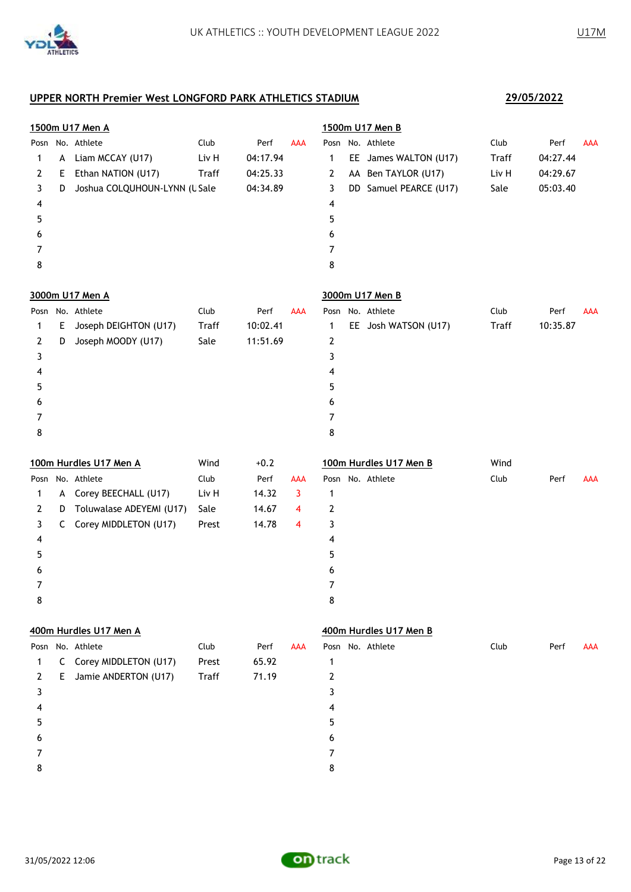## UPPER NORTH Premier West LONGFORD PARK ATHLETICS STADIUM

**29/05/2022**

### 1500m U17 Men A

| Posn | No. | Athlete | Club | Perf | AAA |
|---|---|---|---|---|---|
| 1 | A | Liam MCCAY (U17) | Liv H | 04:17.94 | |
| 2 | E | Ethan NATION (U17) | Traff | 04:25.33 | |
| 3 | D | Joshua COLQUHOUN-LYNN (U | Sale | 04:34.89 | |
| 4 | | | | | |
| 5 | | | | | |
| 6 | | | | | |
| 7 | | | | | |
| 8 | | | | | |

### 1500m U17 Men B

| Posn | No. | Athlete | Club | Perf | AAA |
|---|---|---|---|---|---|
| 1 | EE | James WALTON (U17) | Traff | 04:27.44 | |
| 2 | AA | Ben TAYLOR (U17) | Liv H | 04:29.67 | |
| 3 | DD | Samuel PEARCE (U17) | Sale | 05:03.40 | |
| 4 | | | | | |
| 5 | | | | | |
| 6 | | | | | |
| 7 | | | | | |
| 8 | | | | | |

### 3000m U17 Men A

| Posn | No. | Athlete | Club | Perf | AAA |
|---|---|---|---|---|---|
| 1 | E | Joseph DEIGHTON (U17) | Traff | 10:02.41 | |
| 2 | D | Joseph MOODY (U17) | Sale | 11:51.69 | |
| 3 | | | | | |
| 4 | | | | | |
| 5 | | | | | |
| 6 | | | | | |
| 7 | | | | | |
| 8 | | | | | |

### 3000m U17 Men B

| Posn | No. | Athlete | Club | Perf | AAA |
|---|---|---|---|---|---|
| 1 | EE | Josh WATSON (U17) | Traff | 10:35.87 | |
| 2 | | | | | |
| 3 | | | | | |
| 4 | | | | | |
| 5 | | | | | |
| 6 | | | | | |
| 7 | | | | | |
| 8 | | | | | |

### 100m Hurdles U17 Men A

Wind +0.2

| Posn | No. | Athlete | Club | Perf | AAA |
|---|---|---|---|---|---|
| 1 | A | Corey BEECHALL (U17) | Liv H | 14.32 | 3 |
| 2 | D | Toluwalase ADEYEMI (U17) | Sale | 14.67 | 4 |
| 3 | C | Corey MIDDLETON (U17) | Prest | 14.78 | 4 |
| 4 | | | | | |
| 5 | | | | | |
| 6 | | | | | |
| 7 | | | | | |
| 8 | | | | | |

### 100m Hurdles U17 Men B

Wind

| Posn | No. | Athlete | Club | Perf | AAA |
|---|---|---|---|---|---|
| 1 | | | | | |
| 2 | | | | | |
| 3 | | | | | |
| 4 | | | | | |
| 5 | | | | | |
| 6 | | | | | |
| 7 | | | | | |
| 8 | | | | | |

### 400m Hurdles U17 Men A

| Posn | No. | Athlete | Club | Perf | AAA |
|---|---|---|---|---|---|
| 1 | C | Corey MIDDLETON (U17) | Prest | 65.92 | |
| 2 | E | Jamie ANDERTON (U17) | Traff | 71.19 | |
| 3 | | | | | |
| 4 | | | | | |
| 5 | | | | | |
| 6 | | | | | |
| 7 | | | | | |
| 8 | | | | | |

### 400m Hurdles U17 Men B

| Posn | No. | Athlete | Club | Perf | AAA |
|---|---|---|---|---|---|
| 1 | | | | | |
| 2 | | | | | |
| 3 | | | | | |
| 4 | | | | | |
| 5 | | | | | |
| 6 | | | | | |
| 7 | | | | | |
| 8 | | | | | |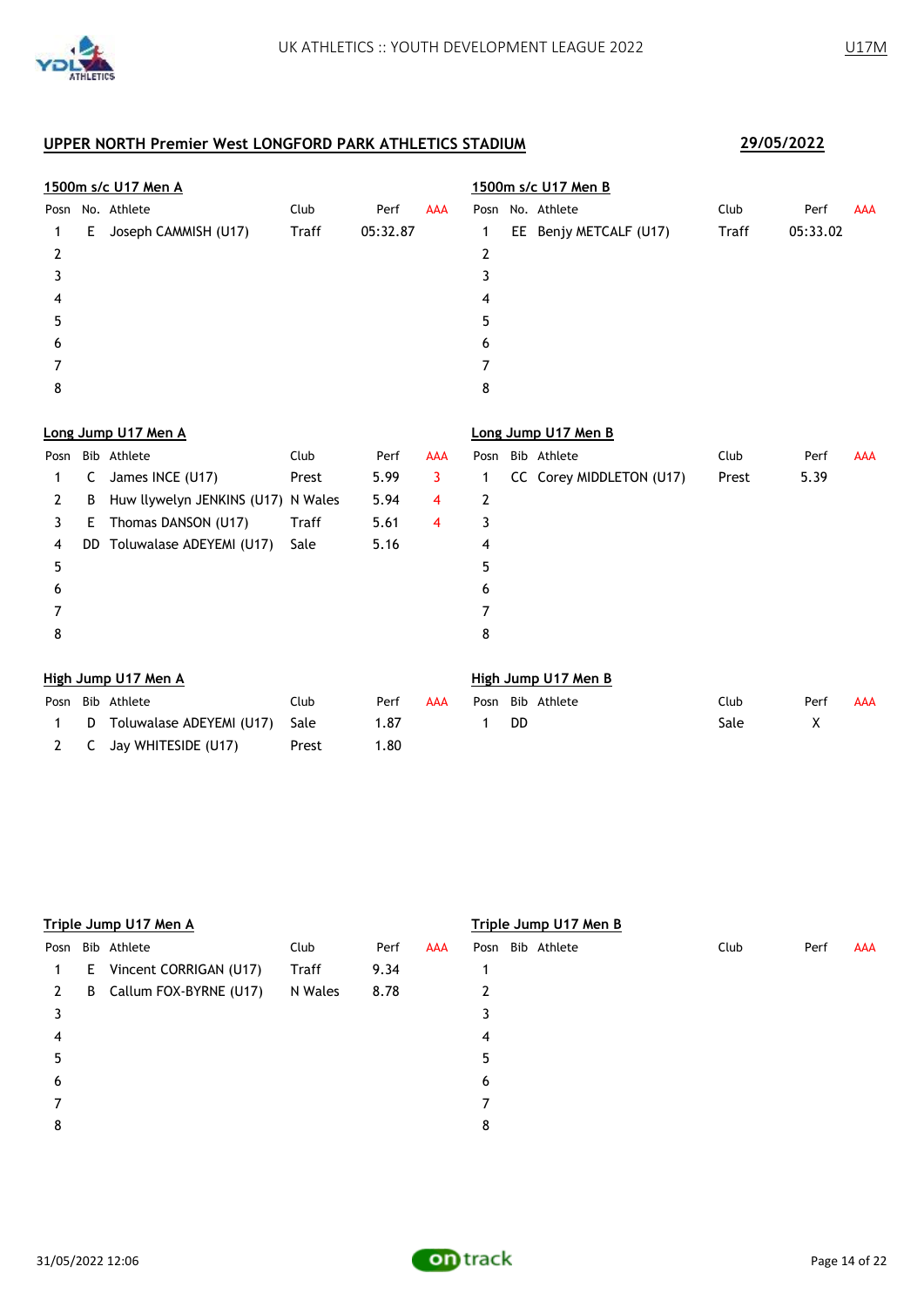## UPPER NORTH Premier West LONGFORD PARK ATHLETICS STADIUM

**29/05/2022**

### 1500m s/c U17 Men A

| Posn | No. | Athlete | Club | Perf | AAA |
|---|---|---|---|---|---|
| 1 | E | Joseph CAMMISH (U17) | Traff | 05:32.87 | |
| 2 | | | | | |
| 3 | | | | | |
| 4 | | | | | |
| 5 | | | | | |
| 6 | | | | | |
| 7 | | | | | |
| 8 | | | | | |

### 1500m s/c U17 Men B

| Posn | No. | Athlete | Club | Perf | AAA |
|---|---|---|---|---|---|
| 1 | EE | Benjy METCALF (U17) | Traff | 05:33.02 | |
| 2 | | | | | |
| 3 | | | | | |
| 4 | | | | | |
| 5 | | | | | |
| 6 | | | | | |
| 7 | | | | | |
| 8 | | | | | |

### Long Jump U17 Men A

| Posn | Bib | Athlete | Club | Perf | AAA |
|---|---|---|---|---|---|
| 1 | C | James INCE (U17) | Prest | 5.99 | 3 |
| 2 | B | Huw llywelyn JENKINS (U17) | N Wales | 5.94 | 4 |
| 3 | E | Thomas DANSON (U17) | Traff | 5.61 | 4 |
| 4 | DD | Toluwalase ADEYEMI (U17) | Sale | 5.16 | |
| 5 | | | | | |
| 6 | | | | | |
| 7 | | | | | |
| 8 | | | | | |

### Long Jump U17 Men B

| Posn | Bib | Athlete | Club | Perf | AAA |
|---|---|---|---|---|---|
| 1 | CC | Corey MIDDLETON (U17) | Prest | 5.39 | |
| 2 | | | | | |
| 3 | | | | | |
| 4 | | | | | |
| 5 | | | | | |
| 6 | | | | | |
| 7 | | | | | |
| 8 | | | | | |

### High Jump U17 Men A

| Posn | Bib | Athlete | Club | Perf | AAA |
|---|---|---|---|---|---|
| 1 | D | Toluwalase ADEYEMI (U17) | Sale | 1.87 | |
| 2 | C | Jay WHITESIDE (U17) | Prest | 1.80 | |

### High Jump U17 Men B

| Posn | Bib | Athlete | Club | Perf | AAA |
|---|---|---|---|---|---|
| 1 | DD | | Sale | X | |

### Triple Jump U17 Men A

| Posn | Bib | Athlete | Club | Perf | AAA |
|---|---|---|---|---|---|
| 1 | E | Vincent CORRIGAN (U17) | Traff | 9.34 | |
| 2 | B | Callum FOX-BYRNE (U17) | N Wales | 8.78 | |
| 3 | | | | | |
| 4 | | | | | |
| 5 | | | | | |
| 6 | | | | | |
| 7 | | | | | |
| 8 | | | | | |

### Triple Jump U17 Men B

| Posn | Bib | Athlete | Club | Perf | AAA |
|---|---|---|---|---|---|
| 1 | | | | | |
| 2 | | | | | |
| 3 | | | | | |
| 4 | | | | | |
| 5 | | | | | |
| 6 | | | | | |
| 7 | | | | | |
| 8 | | | | | |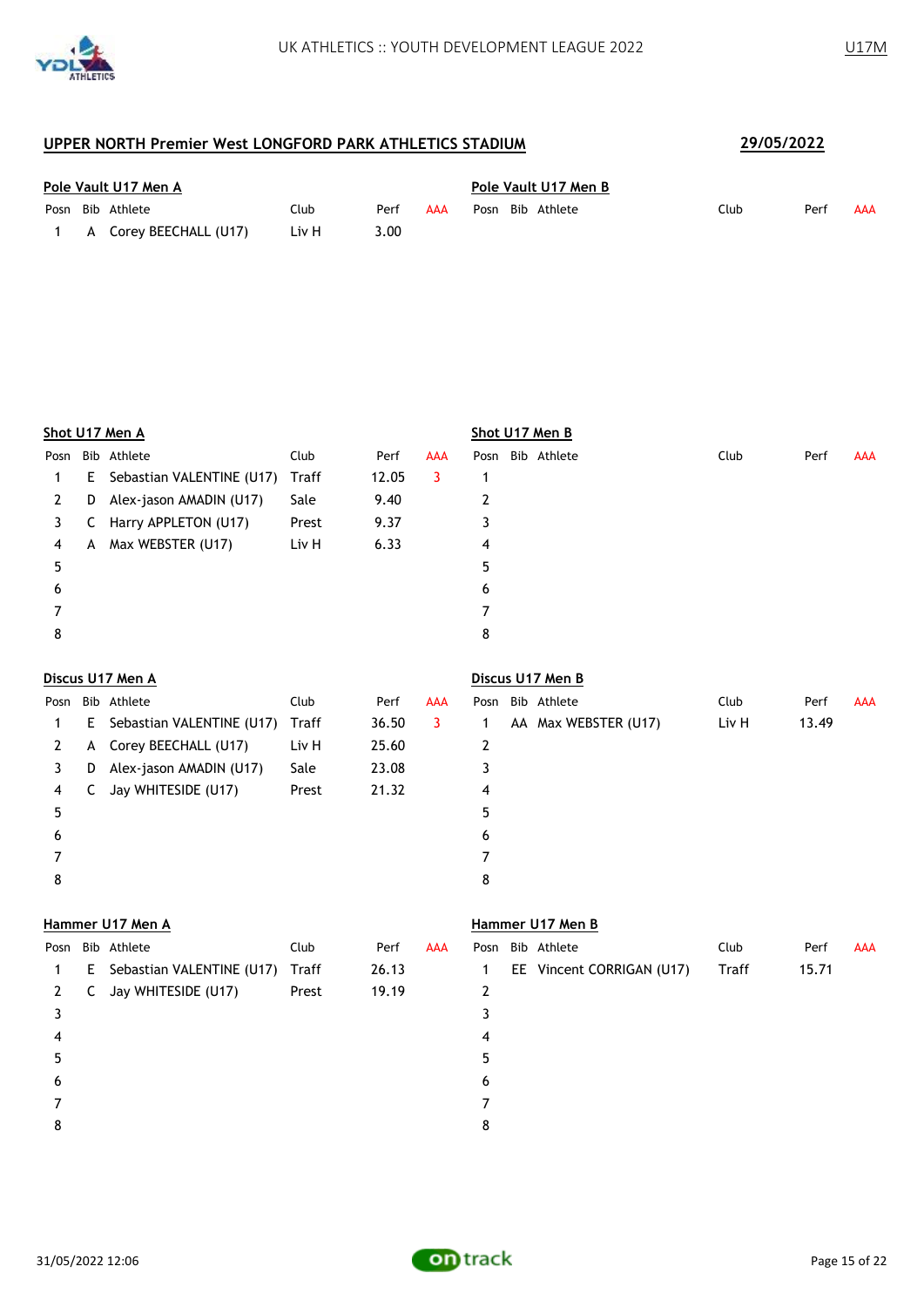## UPPER NORTH Premier West LONGFORD PARK ATHLETICS STADIUM

**29/05/2022**

### Pole Vault U17 Men A

| Posn | Bib | Athlete | Club | Perf | AAA |
|---|---|---|---|---|---|
| 1 | A | Corey BEECHALL (U17) | Liv H | 3.00 | |

### Pole Vault U17 Men B

| Posn | Bib | Athlete | Club | Perf | AAA |
|---|---|---|---|---|---|

### Shot U17 Men A

| Posn | Bib | Athlete | Club | Perf | AAA |
|---|---|---|---|---|---|
| 1 | E | Sebastian VALENTINE (U17) | Traff | 12.05 | 3 |
| 2 | D | Alex-jason AMADIN (U17) | Sale | 9.40 | |
| 3 | C | Harry APPLETON (U17) | Prest | 9.37 | |
| 4 | A | Max WEBSTER (U17) | Liv H | 6.33 | |
| 5 | | | | | |
| 6 | | | | | |
| 7 | | | | | |
| 8 | | | | | |

### Shot U17 Men B

| Posn | Bib | Athlete | Club | Perf | AAA |
|---|---|---|---|---|---|
| 1 | | | | | |
| 2 | | | | | |
| 3 | | | | | |
| 4 | | | | | |
| 5 | | | | | |
| 6 | | | | | |
| 7 | | | | | |
| 8 | | | | | |

### Discus U17 Men A

| Posn | Bib | Athlete | Club | Perf | AAA |
|---|---|---|---|---|---|
| 1 | E | Sebastian VALENTINE (U17) | Traff | 36.50 | 3 |
| 2 | A | Corey BEECHALL (U17) | Liv H | 25.60 | |
| 3 | D | Alex-jason AMADIN (U17) | Sale | 23.08 | |
| 4 | C | Jay WHITESIDE (U17) | Prest | 21.32 | |
| 5 | | | | | |
| 6 | | | | | |
| 7 | | | | | |
| 8 | | | | | |

### Discus U17 Men B

| Posn | Bib | Athlete | Club | Perf | AAA |
|---|---|---|---|---|---|
| 1 | AA | Max WEBSTER (U17) | Liv H | 13.49 | |
| 2 | | | | | |
| 3 | | | | | |
| 4 | | | | | |
| 5 | | | | | |
| 6 | | | | | |
| 7 | | | | | |
| 8 | | | | | |

### Hammer U17 Men A

| Posn | Bib | Athlete | Club | Perf | AAA |
|---|---|---|---|---|---|
| 1 | E | Sebastian VALENTINE (U17) | Traff | 26.13 | |
| 2 | C | Jay WHITESIDE (U17) | Prest | 19.19 | |
| 3 | | | | | |
| 4 | | | | | |
| 5 | | | | | |
| 6 | | | | | |
| 7 | | | | | |
| 8 | | | | | |

### Hammer U17 Men B

| Posn | Bib | Athlete | Club | Perf | AAA |
|---|---|---|---|---|---|
| 1 | EE | Vincent CORRIGAN (U17) | Traff | 15.71 | |
| 2 | | | | | |
| 3 | | | | | |
| 4 | | | | | |
| 5 | | | | | |
| 6 | | | | | |
| 7 | | | | | |
| 8 | | | | | |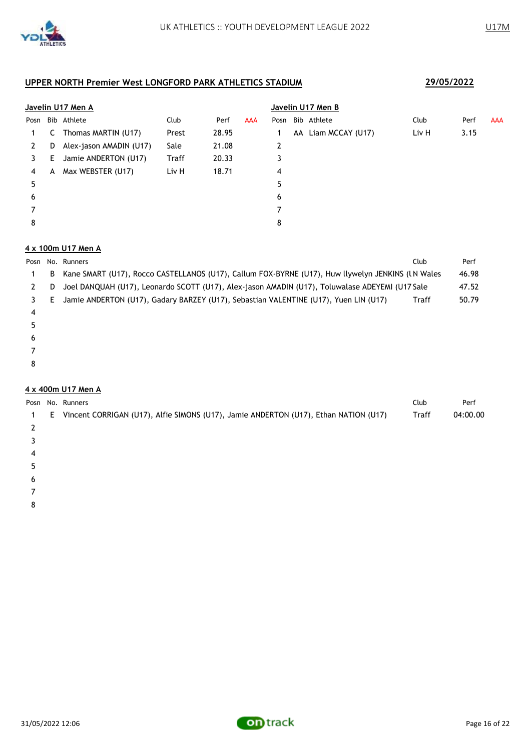## UPPER NORTH Premier West LONGFORD PARK ATHLETICS STADIUM

**29/05/2022**

### Javelin U17 Men A

| Posn | Bib | Athlete | Club | Perf | AAA |
|---|---|---|---|---|---|
| 1 | C | Thomas MARTIN (U17) | Prest | 28.95 | |
| 2 | D | Alex-jason AMADIN (U17) | Sale | 21.08 | |
| 3 | E | Jamie ANDERTON (U17) | Traff | 20.33 | |
| 4 | A | Max WEBSTER (U17) | Liv H | 18.71 | |
| 5 | | | | | |
| 6 | | | | | |
| 7 | | | | | |
| 8 | | | | | |

### Javelin U17 Men B

| Posn | Bib | Athlete | Club | Perf | AAA |
|---|---|---|---|---|---|
| 1 | AA | Liam MCCAY (U17) | Liv H | 3.15 | |
| 2 | | | | | |
| 3 | | | | | |
| 4 | | | | | |
| 5 | | | | | |
| 6 | | | | | |
| 7 | | | | | |
| 8 | | | | | |

### 4 x 100m U17 Men A

| Posn | No. | Runners | Club | Perf |
|---|---|---|---|---|
| 1 | B | Kane SMART (U17), Rocco CASTELLANOS (U17), Callum FOX-BYRNE (U17), Huw llywelyn JENKINS (U | N Wales | 46.98 |
| 2 | D | Joel DANQUAH (U17), Leonardo SCOTT (U17), Alex-jason AMADIN (U17), Toluwalase ADEYEMI (U17 | Sale | 47.52 |
| 3 | E | Jamie ANDERTON (U17), Gadary BARZEY (U17), Sebastian VALENTINE (U17), Yuen LIN (U17) | Traff | 50.79 |
| 4 | | | | |
| 5 | | | | |
| 6 | | | | |
| 7 | | | | |
| 8 | | | | |

### 4 x 400m U17 Men A

| Posn | No. | Runners | Club | Perf |
|---|---|---|---|---|
| 1 | E | Vincent CORRIGAN (U17), Alfie SIMONS (U17), Jamie ANDERTON (U17), Ethan NATION (U17) | Traff | 04:00.00 |
| 2 | | | | |
| 3 | | | | |
| 4 | | | | |
| 5 | | | | |
| 6 | | | | |
| 7 | | | | |
| 8 | | | | |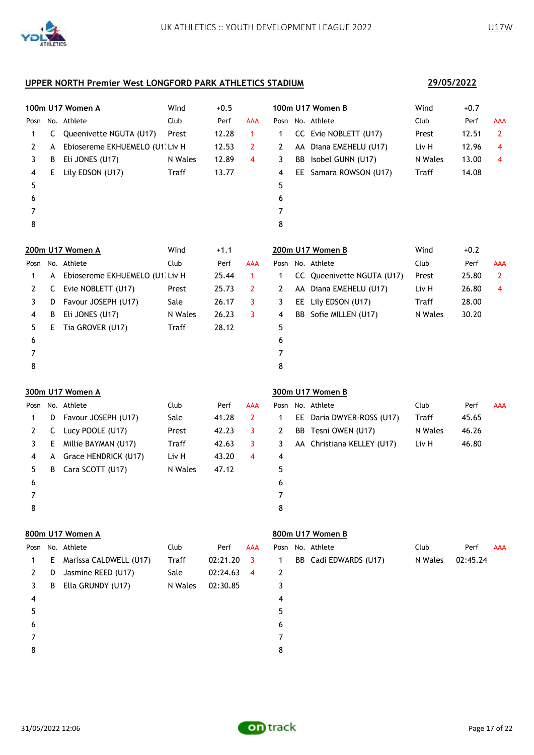UK ATHLETICS :: YOUTH DEVELOPMENT LEAGUE 2022 — U17W

## UPPER NORTH Premier West LONGFORD PARK ATHLETICS STADIUM — 29/05/2022

### 100m U17 Women A — Wind +0.5

| Posn | No. | Athlete | Club | Perf | AAA |
|---|---|---|---|---|---|
| 1 | C | Queenivette NGUTA (U17) | Prest | 12.28 | 1 |
| 2 | A | Ebiosereme EKHUEMELO (U17) | Liv H | 12.53 | 2 |
| 3 | B | Eli JONES (U17) | N Wales | 12.89 | 4 |
| 4 | E | Lily EDSON (U17) | Traff | 13.77 | |
| 5 | | | | | |
| 6 | | | | | |
| 7 | | | | | |
| 8 | | | | | |

### 100m U17 Women B — Wind +0.7

| Posn | No. | Athlete | Club | Perf | AAA |
|---|---|---|---|---|---|
| 1 | CC | Evie NOBLETT (U17) | Prest | 12.51 | 2 |
| 2 | AA | Diana EMEHELU (U17) | Liv H | 12.96 | 4 |
| 3 | BB | Isobel GUNN (U17) | N Wales | 13.00 | 4 |
| 4 | EE | Samara ROWSON (U17) | Traff | 14.08 | |
| 5 | | | | | |
| 6 | | | | | |
| 7 | | | | | |
| 8 | | | | | |

### 200m U17 Women A — Wind +1.1

| Posn | No. | Athlete | Club | Perf | AAA |
|---|---|---|---|---|---|
| 1 | A | Ebiosereme EKHUEMELO (U17) | Liv H | 25.44 | 1 |
| 2 | C | Evie NOBLETT (U17) | Prest | 25.73 | 2 |
| 3 | D | Favour JOSEPH (U17) | Sale | 26.17 | 3 |
| 4 | B | Eli JONES (U17) | N Wales | 26.23 | 3 |
| 5 | E | Tia GROVER (U17) | Traff | 28.12 | |
| 6 | | | | | |
| 7 | | | | | |
| 8 | | | | | |

### 200m U17 Women B — Wind +0.2

| Posn | No. | Athlete | Club | Perf | AAA |
|---|---|---|---|---|---|
| 1 | CC | Queenivette NGUTA (U17) | Prest | 25.80 | 2 |
| 2 | AA | Diana EMEHELU (U17) | Liv H | 26.80 | 4 |
| 3 | EE | Lily EDSON (U17) | Traff | 28.00 | |
| 4 | BB | Sofie MILLEN (U17) | N Wales | 30.20 | |
| 5 | | | | | |
| 6 | | | | | |
| 7 | | | | | |
| 8 | | | | | |

### 300m U17 Women A

| Posn | No. | Athlete | Club | Perf | AAA |
|---|---|---|---|---|---|
| 1 | D | Favour JOSEPH (U17) | Sale | 41.28 | 2 |
| 2 | C | Lucy POOLE (U17) | Prest | 42.23 | 3 |
| 3 | E | Millie BAYMAN (U17) | Traff | 42.63 | 3 |
| 4 | A | Grace HENDRICK (U17) | Liv H | 43.20 | 4 |
| 5 | B | Cara SCOTT (U17) | N Wales | 47.12 | |
| 6 | | | | | |
| 7 | | | | | |
| 8 | | | | | |

### 300m U17 Women B

| Posn | No. | Athlete | Club | Perf | AAA |
|---|---|---|---|---|---|
| 1 | EE | Daria DWYER-ROSS (U17) | Traff | 45.65 | |
| 2 | BB | Tesni OWEN (U17) | N Wales | 46.26 | |
| 3 | AA | Christiana KELLEY (U17) | Liv H | 46.80 | |
| 4 | | | | | |
| 5 | | | | | |
| 6 | | | | | |
| 7 | | | | | |
| 8 | | | | | |

### 800m U17 Women A

| Posn | No. | Athlete | Club | Perf | AAA |
|---|---|---|---|---|---|
| 1 | E | Marissa CALDWELL (U17) | Traff | 02:21.20 | 3 |
| 2 | D | Jasmine REED (U17) | Sale | 02:24.63 | 4 |
| 3 | B | Ella GRUNDY (U17) | N Wales | 02:30.85 | |
| 4 | | | | | |
| 5 | | | | | |
| 6 | | | | | |
| 7 | | | | | |
| 8 | | | | | |

### 800m U17 Women B

| Posn | No. | Athlete | Club | Perf | AAA |
|---|---|---|---|---|---|
| 1 | BB | Cadi EDWARDS (U17) | N Wales | 02:45.24 | |
| 2 | | | | | |
| 3 | | | | | |
| 4 | | | | | |
| 5 | | | | | |
| 6 | | | | | |
| 7 | | | | | |
| 8 | | | | | |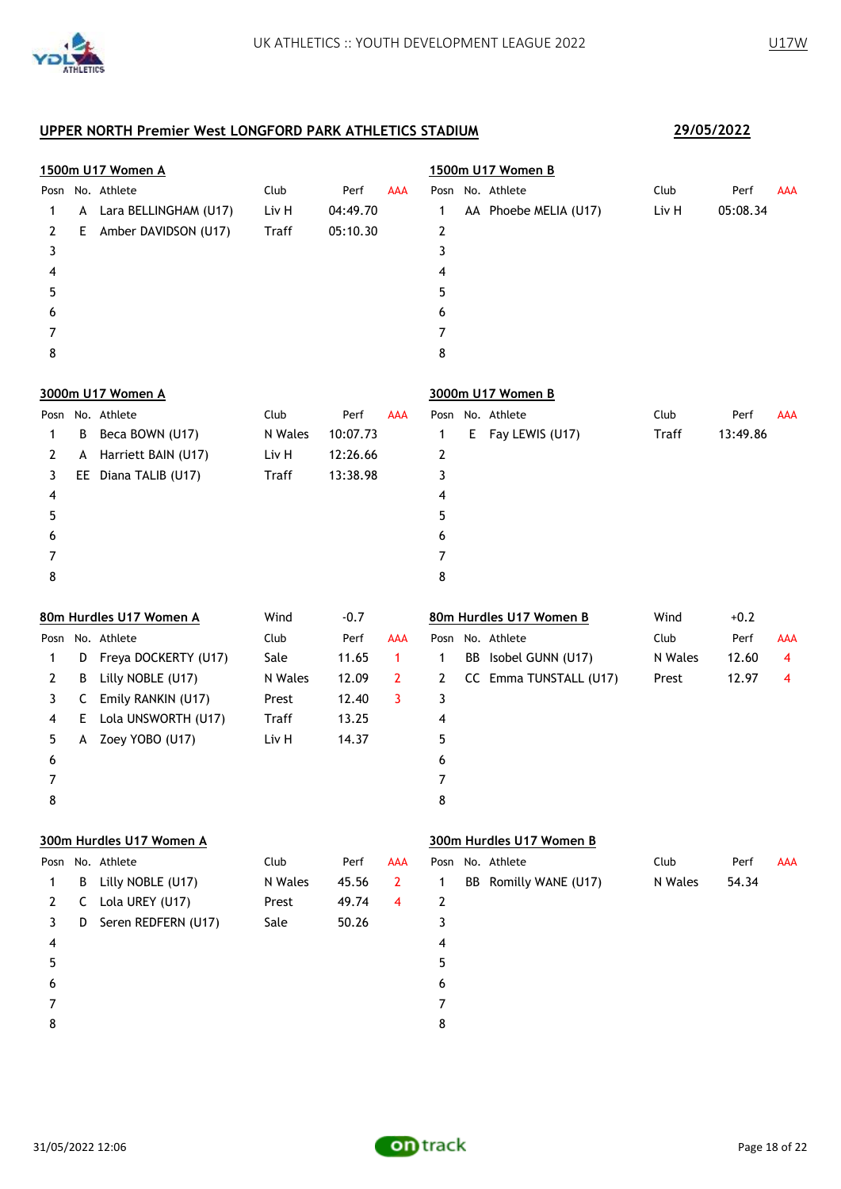## UPPER NORTH Premier West LONGFORD PARK ATHLETICS STADIUM

**29/05/2022**

### 1500m U17 Women A

| Posn | No. | Athlete | Club | Perf | AAA |
|---|---|---|---|---|---|
| 1 | A | Lara BELLINGHAM (U17) | Liv H | 04:49.70 | |
| 2 | E | Amber DAVIDSON (U17) | Traff | 05:10.30 | |
| 3 | | | | | |
| 4 | | | | | |
| 5 | | | | | |
| 6 | | | | | |
| 7 | | | | | |
| 8 | | | | | |

### 1500m U17 Women B

| Posn | No. | Athlete | Club | Perf | AAA |
|---|---|---|---|---|---|
| 1 | AA | Phoebe MELIA (U17) | Liv H | 05:08.34 | |
| 2 | | | | | |
| 3 | | | | | |
| 4 | | | | | |
| 5 | | | | | |
| 6 | | | | | |
| 7 | | | | | |
| 8 | | | | | |

### 3000m U17 Women A

| Posn | No. | Athlete | Club | Perf | AAA |
|---|---|---|---|---|---|
| 1 | B | Beca BOWN (U17) | N Wales | 10:07.73 | |
| 2 | A | Harriett BAIN (U17) | Liv H | 12:26.66 | |
| 3 | EE | Diana TALIB (U17) | Traff | 13:38.98 | |
| 4 | | | | | |
| 5 | | | | | |
| 6 | | | | | |
| 7 | | | | | |
| 8 | | | | | |

### 3000m U17 Women B

| Posn | No. | Athlete | Club | Perf | AAA |
|---|---|---|---|---|---|
| 1 | E | Fay LEWIS (U17) | Traff | 13:49.86 | |
| 2 | | | | | |
| 3 | | | | | |
| 4 | | | | | |
| 5 | | | | | |
| 6 | | | | | |
| 7 | | | | | |
| 8 | | | | | |

### 80m Hurdles U17 Women A — Wind -0.7

| Posn | No. | Athlete | Club | Perf | AAA |
|---|---|---|---|---|---|
| 1 | D | Freya DOCKERTY (U17) | Sale | 11.65 | 1 |
| 2 | B | Lilly NOBLE (U17) | N Wales | 12.09 | 2 |
| 3 | C | Emily RANKIN (U17) | Prest | 12.40 | 3 |
| 4 | E | Lola UNSWORTH (U17) | Traff | 13.25 | |
| 5 | A | Zoey YOBO (U17) | Liv H | 14.37 | |
| 6 | | | | | |
| 7 | | | | | |
| 8 | | | | | |

### 80m Hurdles U17 Women B — Wind +0.2

| Posn | No. | Athlete | Club | Perf | AAA |
|---|---|---|---|---|---|
| 1 | BB | Isobel GUNN (U17) | N Wales | 12.60 | 4 |
| 2 | CC | Emma TUNSTALL (U17) | Prest | 12.97 | 4 |
| 3 | | | | | |
| 4 | | | | | |
| 5 | | | | | |
| 6 | | | | | |
| 7 | | | | | |
| 8 | | | | | |

### 300m Hurdles U17 Women A

| Posn | No. | Athlete | Club | Perf | AAA |
|---|---|---|---|---|---|
| 1 | B | Lilly NOBLE (U17) | N Wales | 45.56 | 2 |
| 2 | C | Lola UREY (U17) | Prest | 49.74 | 4 |
| 3 | D | Seren REDFERN (U17) | Sale | 50.26 | |
| 4 | | | | | |
| 5 | | | | | |
| 6 | | | | | |
| 7 | | | | | |
| 8 | | | | | |

### 300m Hurdles U17 Women B

| Posn | No. | Athlete | Club | Perf | AAA |
|---|---|---|---|---|---|
| 1 | BB | Romilly WANE (U17) | N Wales | 54.34 | |
| 2 | | | | | |
| 3 | | | | | |
| 4 | | | | | |
| 5 | | | | | |
| 6 | | | | | |
| 7 | | | | | |
| 8 | | | | | |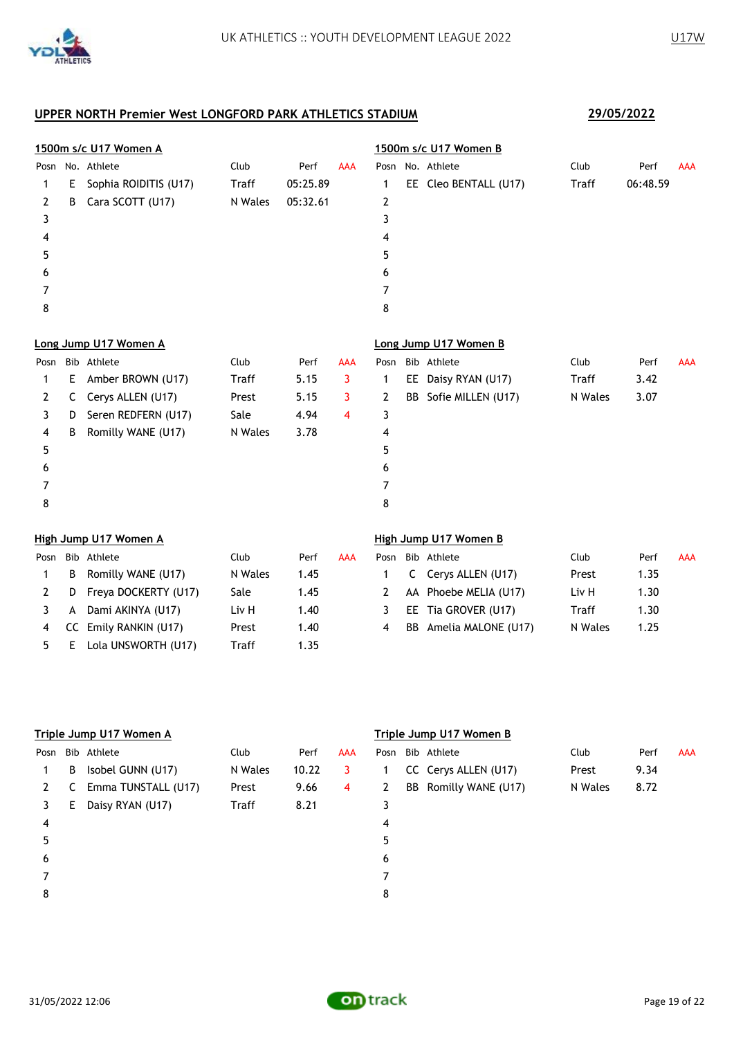## UPPER NORTH Premier West LONGFORD PARK ATHLETICS STADIUM

**29/05/2022**

### 1500m s/c U17 Women A

| Posn | No. | Athlete | Club | Perf | AAA |
|---|---|---|---|---|---|
| 1 | E | Sophia ROIDITIS (U17) | Traff | 05:25.89 | |
| 2 | B | Cara SCOTT (U17) | N Wales | 05:32.61 | |
| 3 | | | | | |
| 4 | | | | | |
| 5 | | | | | |
| 6 | | | | | |
| 7 | | | | | |
| 8 | | | | | |

### 1500m s/c U17 Women B

| Posn | No. | Athlete | Club | Perf | AAA |
|---|---|---|---|---|---|
| 1 | EE | Cleo BENTALL (U17) | Traff | 06:48.59 | |
| 2 | | | | | |
| 3 | | | | | |
| 4 | | | | | |
| 5 | | | | | |
| 6 | | | | | |
| 7 | | | | | |
| 8 | | | | | |

### Long Jump U17 Women A

| Posn | Bib | Athlete | Club | Perf | AAA |
|---|---|---|---|---|---|
| 1 | E | Amber BROWN (U17) | Traff | 5.15 | 3 |
| 2 | C | Cerys ALLEN (U17) | Prest | 5.15 | 3 |
| 3 | D | Seren REDFERN (U17) | Sale | 4.94 | 4 |
| 4 | B | Romilly WANE (U17) | N Wales | 3.78 | |
| 5 | | | | | |
| 6 | | | | | |
| 7 | | | | | |
| 8 | | | | | |

### Long Jump U17 Women B

| Posn | Bib | Athlete | Club | Perf | AAA |
|---|---|---|---|---|---|
| 1 | EE | Daisy RYAN (U17) | Traff | 3.42 | |
| 2 | BB | Sofie MILLEN (U17) | N Wales | 3.07 | |
| 3 | | | | | |
| 4 | | | | | |
| 5 | | | | | |
| 6 | | | | | |
| 7 | | | | | |
| 8 | | | | | |

### High Jump U17 Women A

| Posn | Bib | Athlete | Club | Perf | AAA |
|---|---|---|---|---|---|
| 1 | B | Romilly WANE (U17) | N Wales | 1.45 | |
| 2 | D | Freya DOCKERTY (U17) | Sale | 1.45 | |
| 3 | A | Dami AKINYA (U17) | Liv H | 1.40 | |
| 4 | CC | Emily RANKIN (U17) | Prest | 1.40 | |
| 5 | E | Lola UNSWORTH (U17) | Traff | 1.35 | |

### High Jump U17 Women B

| Posn | Bib | Athlete | Club | Perf | AAA |
|---|---|---|---|---|---|
| 1 | C | Cerys ALLEN (U17) | Prest | 1.35 | |
| 2 | AA | Phoebe MELIA (U17) | Liv H | 1.30 | |
| 3 | EE | Tia GROVER (U17) | Traff | 1.30 | |
| 4 | BB | Amelia MALONE (U17) | N Wales | 1.25 | |

### Triple Jump U17 Women A

| Posn | Bib | Athlete | Club | Perf | AAA |
|---|---|---|---|---|---|
| 1 | B | Isobel GUNN (U17) | N Wales | 10.22 | 3 |
| 2 | C | Emma TUNSTALL (U17) | Prest | 9.66 | 4 |
| 3 | E | Daisy RYAN (U17) | Traff | 8.21 | |
| 4 | | | | | |
| 5 | | | | | |
| 6 | | | | | |
| 7 | | | | | |
| 8 | | | | | |

### Triple Jump U17 Women B

| Posn | Bib | Athlete | Club | Perf | AAA |
|---|---|---|---|---|---|
| 1 | CC | Cerys ALLEN (U17) | Prest | 9.34 | |
| 2 | BB | Romilly WANE (U17) | N Wales | 8.72 | |
| 3 | | | | | |
| 4 | | | | | |
| 5 | | | | | |
| 6 | | | | | |
| 7 | | | | | |
| 8 | | | | | |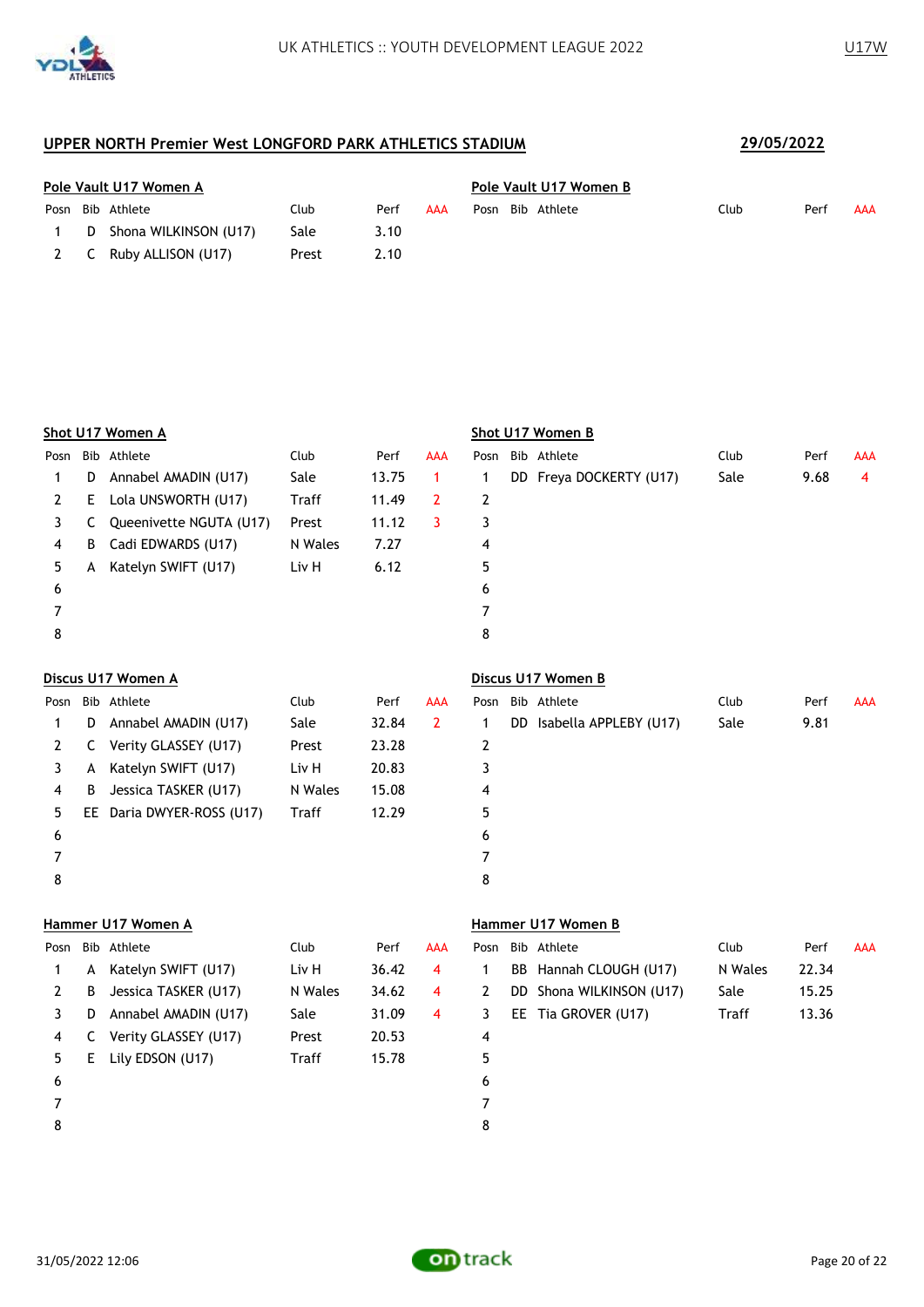## UPPER NORTH Premier West LONGFORD PARK ATHLETICS STADIUM

**29/05/2022**

### Pole Vault U17 Women A

| Posn | Bib | Athlete | Club | Perf | AAA |
|---|---|---|---|---|---|
| 1 | D | Shona WILKINSON (U17) | Sale | 3.10 | |
| 2 | C | Ruby ALLISON (U17) | Prest | 2.10 | |

### Pole Vault U17 Women B

| Posn | Bib | Athlete | Club | Perf | AAA |
|---|---|---|---|---|---|

### Shot U17 Women A

| Posn | Bib | Athlete | Club | Perf | AAA |
|---|---|---|---|---|---|
| 1 | D | Annabel AMADIN (U17) | Sale | 13.75 | 1 |
| 2 | E | Lola UNSWORTH (U17) | Traff | 11.49 | 2 |
| 3 | C | Queenivette NGUTA (U17) | Prest | 11.12 | 3 |
| 4 | B | Cadi EDWARDS (U17) | N Wales | 7.27 | |
| 5 | A | Katelyn SWIFT (U17) | Liv H | 6.12 | |
| 6 | | | | | |
| 7 | | | | | |
| 8 | | | | | |

### Shot U17 Women B

| Posn | Bib | Athlete | Club | Perf | AAA |
|---|---|---|---|---|---|
| 1 | DD | Freya DOCKERTY (U17) | Sale | 9.68 | 4 |
| 2 | | | | | |
| 3 | | | | | |
| 4 | | | | | |
| 5 | | | | | |
| 6 | | | | | |
| 7 | | | | | |
| 8 | | | | | |

### Discus U17 Women A

| Posn | Bib | Athlete | Club | Perf | AAA |
|---|---|---|---|---|---|
| 1 | D | Annabel AMADIN (U17) | Sale | 32.84 | 2 |
| 2 | C | Verity GLASSEY (U17) | Prest | 23.28 | |
| 3 | A | Katelyn SWIFT (U17) | Liv H | 20.83 | |
| 4 | B | Jessica TASKER (U17) | N Wales | 15.08 | |
| 5 | EE | Daria DWYER-ROSS (U17) | Traff | 12.29 | |
| 6 | | | | | |
| 7 | | | | | |
| 8 | | | | | |

### Discus U17 Women B

| Posn | Bib | Athlete | Club | Perf | AAA |
|---|---|---|---|---|---|
| 1 | DD | Isabella APPLEBY (U17) | Sale | 9.81 | |
| 2 | | | | | |
| 3 | | | | | |
| 4 | | | | | |
| 5 | | | | | |
| 6 | | | | | |
| 7 | | | | | |
| 8 | | | | | |

### Hammer U17 Women A

| Posn | Bib | Athlete | Club | Perf | AAA |
|---|---|---|---|---|---|
| 1 | A | Katelyn SWIFT (U17) | Liv H | 36.42 | 4 |
| 2 | B | Jessica TASKER (U17) | N Wales | 34.62 | 4 |
| 3 | D | Annabel AMADIN (U17) | Sale | 31.09 | 4 |
| 4 | C | Verity GLASSEY (U17) | Prest | 20.53 | |
| 5 | E | Lily EDSON (U17) | Traff | 15.78 | |
| 6 | | | | | |
| 7 | | | | | |
| 8 | | | | | |

### Hammer U17 Women B

| Posn | Bib | Athlete | Club | Perf | AAA |
|---|---|---|---|---|---|
| 1 | BB | Hannah CLOUGH (U17) | N Wales | 22.34 | |
| 2 | DD | Shona WILKINSON (U17) | Sale | 15.25 | |
| 3 | EE | Tia GROVER (U17) | Traff | 13.36 | |
| 4 | | | | | |
| 5 | | | | | |
| 6 | | | | | |
| 7 | | | | | |
| 8 | | | | | |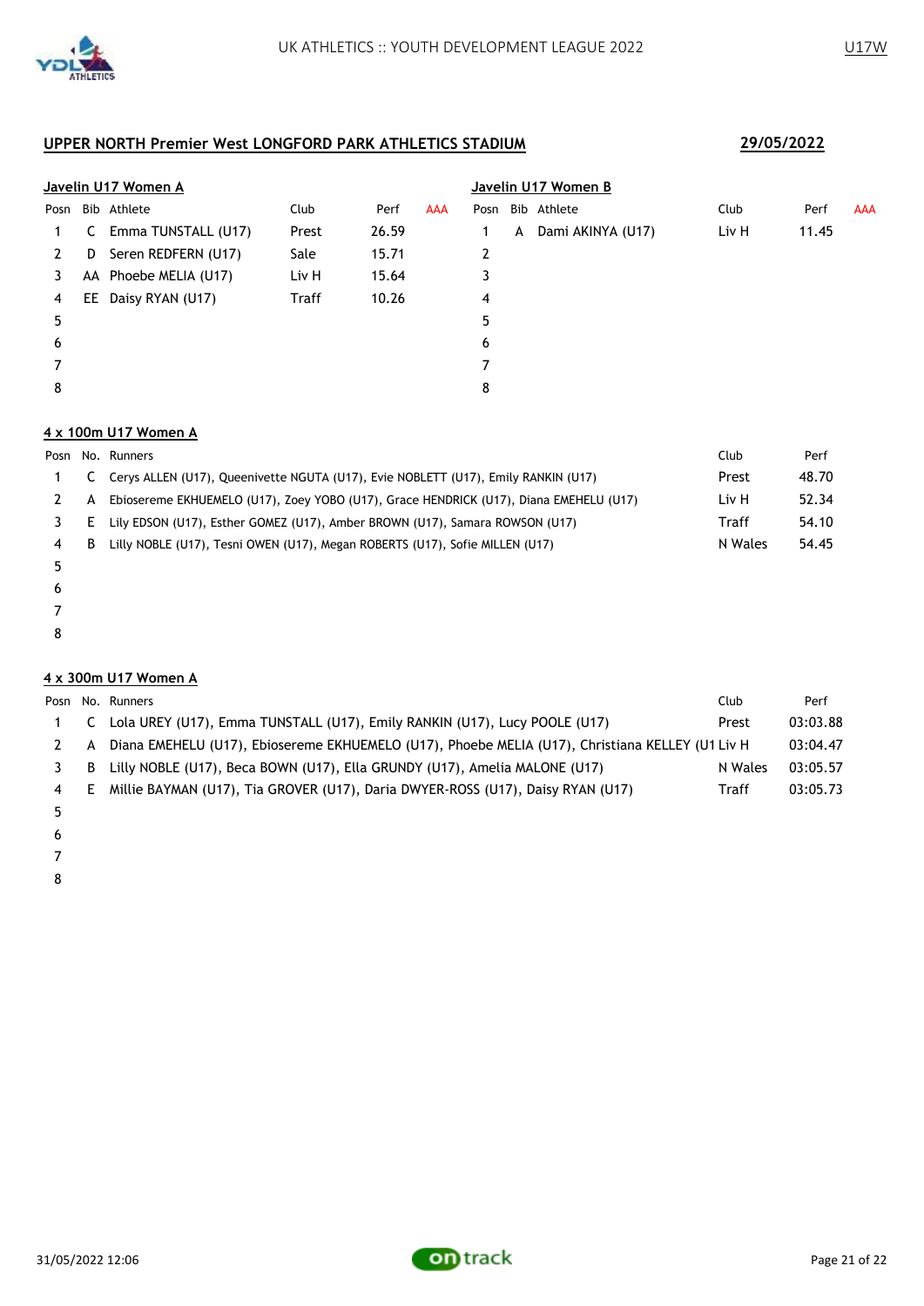## UPPER NORTH Premier West LONGFORD PARK ATHLETICS STADIUM

**29/05/2022**

### Javelin U17 Women A

| Posn | Bib | Athlete | Club | Perf | AAA |
|---|---|---|---|---|---|
| 1 | C | Emma TUNSTALL (U17) | Prest | 26.59 | |
| 2 | D | Seren REDFERN (U17) | Sale | 15.71 | |
| 3 | AA | Phoebe MELIA (U17) | Liv H | 15.64 | |
| 4 | EE | Daisy RYAN (U17) | Traff | 10.26 | |
| 5 | | | | | |
| 6 | | | | | |
| 7 | | | | | |
| 8 | | | | | |

### Javelin U17 Women B

| Posn | Bib | Athlete | Club | Perf | AAA |
|---|---|---|---|---|---|
| 1 | A | Dami AKINYA (U17) | Liv H | 11.45 | |
| 2 | | | | | |
| 3 | | | | | |
| 4 | | | | | |
| 5 | | | | | |
| 6 | | | | | |
| 7 | | | | | |
| 8 | | | | | |

### 4 x 100m U17 Women A

| Posn | No. | Runners | Club | Perf |
|---|---|---|---|---|
| 1 | C | Cerys ALLEN (U17), Queenivette NGUTA (U17), Evie NOBLETT (U17), Emily RANKIN (U17) | Prest | 48.70 |
| 2 | A | Ebiosereme EKHUEMELO (U17), Zoey YOBO (U17), Grace HENDRICK (U17), Diana EMEHELU (U17) | Liv H | 52.34 |
| 3 | E | Lily EDSON (U17), Esther GOMEZ (U17), Amber BROWN (U17), Samara ROWSON (U17) | Traff | 54.10 |
| 4 | B | Lilly NOBLE (U17), Tesni OWEN (U17), Megan ROBERTS (U17), Sofie MILLEN (U17) | N Wales | 54.45 |
| 5 | | | | |
| 6 | | | | |
| 7 | | | | |
| 8 | | | | |

### 4 x 300m U17 Women A

| Posn | No. | Runners | Club | Perf |
|---|---|---|---|---|
| 1 | C | Lola UREY (U17), Emma TUNSTALL (U17), Emily RANKIN (U17), Lucy POOLE (U17) | Prest | 03:03.88 |
| 2 | A | Diana EMEHELU (U17), Ebiosereme EKHUEMELO (U17), Phoebe MELIA (U17), Christiana KELLEY (U1 | Liv H | 03:04.47 |
| 3 | B | Lilly NOBLE (U17), Beca BOWN (U17), Ella GRUNDY (U17), Amelia MALONE (U17) | N Wales | 03:05.57 |
| 4 | E | Millie BAYMAN (U17), Tia GROVER (U17), Daria DWYER-ROSS (U17), Daisy RYAN (U17) | Traff | 03:05.73 |
| 5 | | | | |
| 6 | | | | |
| 7 | | | | |
| 8 | | | | |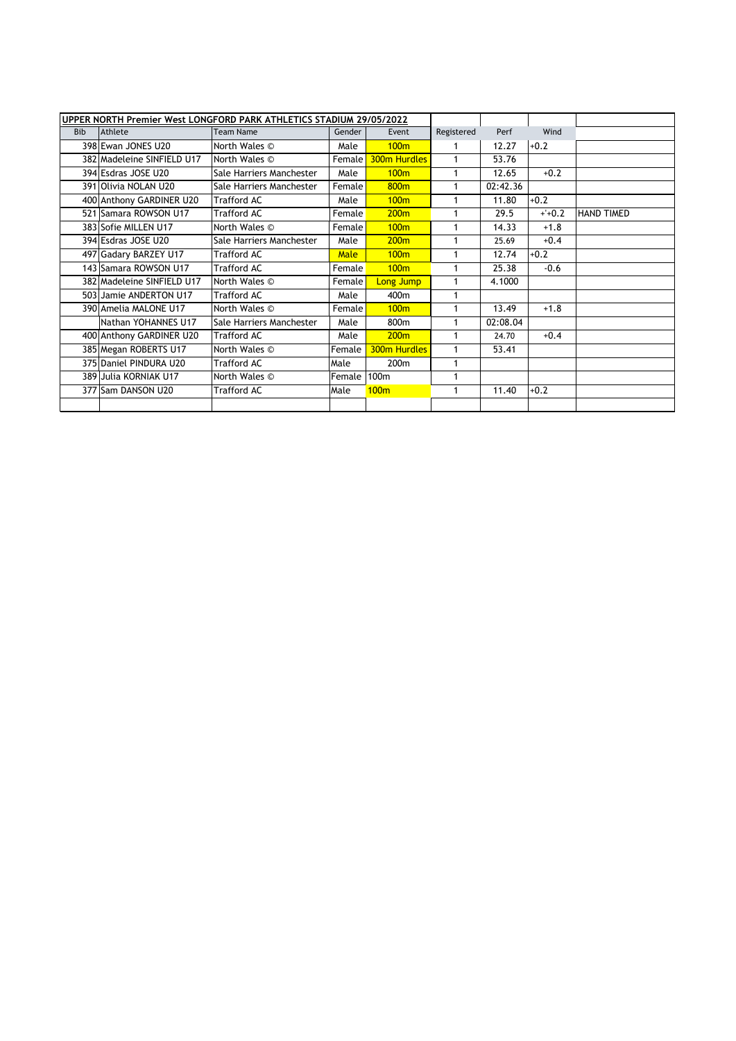| UPPER NORTH Premier West LONGFORD PARK ATHLETICS STADIUM 29/05/2022 | | | | | | | | |
|---|---|---|---|---|---|---|---|---|
| Bib | Athlete | Team Name | Gender | Event | Registered | Perf | Wind | |
| 398 | Ewan JONES U20 | North Wales © | Male | 100m | 1 | 12.27 | +0.2 | |
| 382 | Madeleine SINFIELD U17 | North Wales © | Female | 300m Hurdles | 1 | 53.76 | | |
| 394 | Esdras JOSE U20 | Sale Harriers Manchester | Male | 100m | 1 | 12.65 | +0.2 | |
| 391 | Olivia NOLAN U20 | Sale Harriers Manchester | Female | 800m | 1 | 02:42.36 | | |
| 400 | Anthony GARDINER U20 | Trafford AC | Male | 100m | 1 | 11.80 | +0.2 | |
| 521 | Samara ROWSON U17 | Trafford AC | Female | 200m | 1 | 29.5 | +'+0.2 | HAND TIMED |
| 383 | Sofie MILLEN U17 | North Wales © | Female | 100m | 1 | 14.33 | +1.8 | |
| 394 | Esdras JOSE U20 | Sale Harriers Manchester | Male | 200m | 1 | 25.69 | +0.4 | |
| 497 | Gadary BARZEY U17 | Trafford AC | Male | 100m | 1 | 12.74 | +0.2 | |
| 143 | Samara ROWSON U17 | Trafford AC | Female | 100m | 1 | 25.38 | -0.6 | |
| 382 | Madeleine SINFIELD U17 | North Wales © | Female | Long Jump | 1 | 4.1000 | | |
| 503 | Jamie ANDERTON U17 | Trafford AC | Male | 400m | 1 | | | |
| 390 | Amelia MALONE U17 | North Wales © | Female | 100m | 1 | 13.49 | +1.8 | |
| | Nathan YOHANNES U17 | Sale Harriers Manchester | Male | 800m | 1 | 02:08.04 | | |
| 400 | Anthony GARDINER U20 | Trafford AC | Male | 200m | 1 | 24.70 | +0.4 | |
| 385 | Megan ROBERTS U17 | North Wales © | Female | 300m Hurdles | 1 | 53.41 | | |
| 375 | Daniel PINDURA U20 | Trafford AC | Male | 200m | 1 | | | |
| 389 | Julia KORNIAK U17 | North Wales © | Female | 100m | 1 | | | |
| 377 | Sam DANSON U20 | Trafford AC | Male | 100m | 1 | 11.40 | +0.2 | |